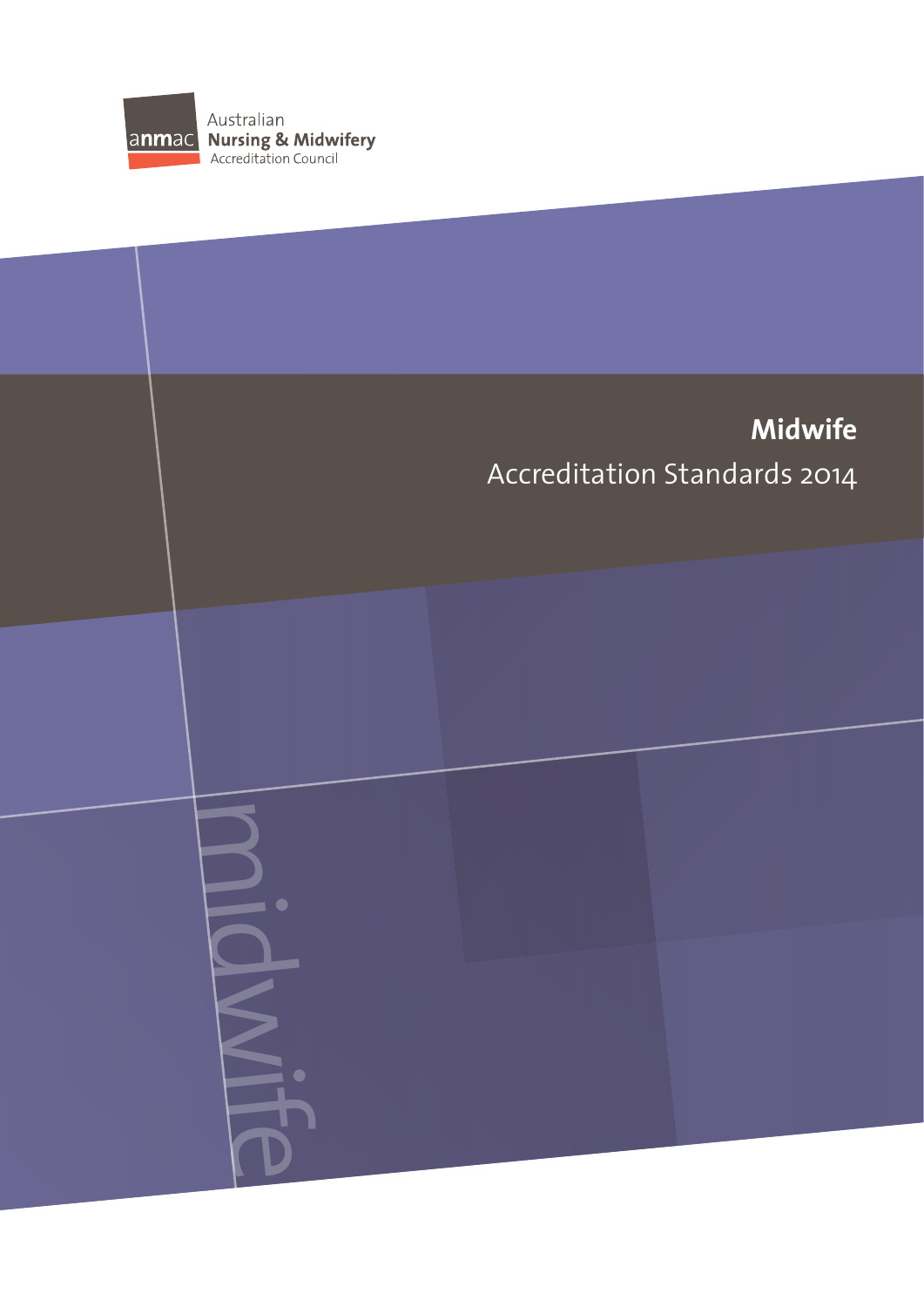Australian
**Nursing & Midwifery**
Accreditation Council

# Midwife

## Accreditation Standards 2014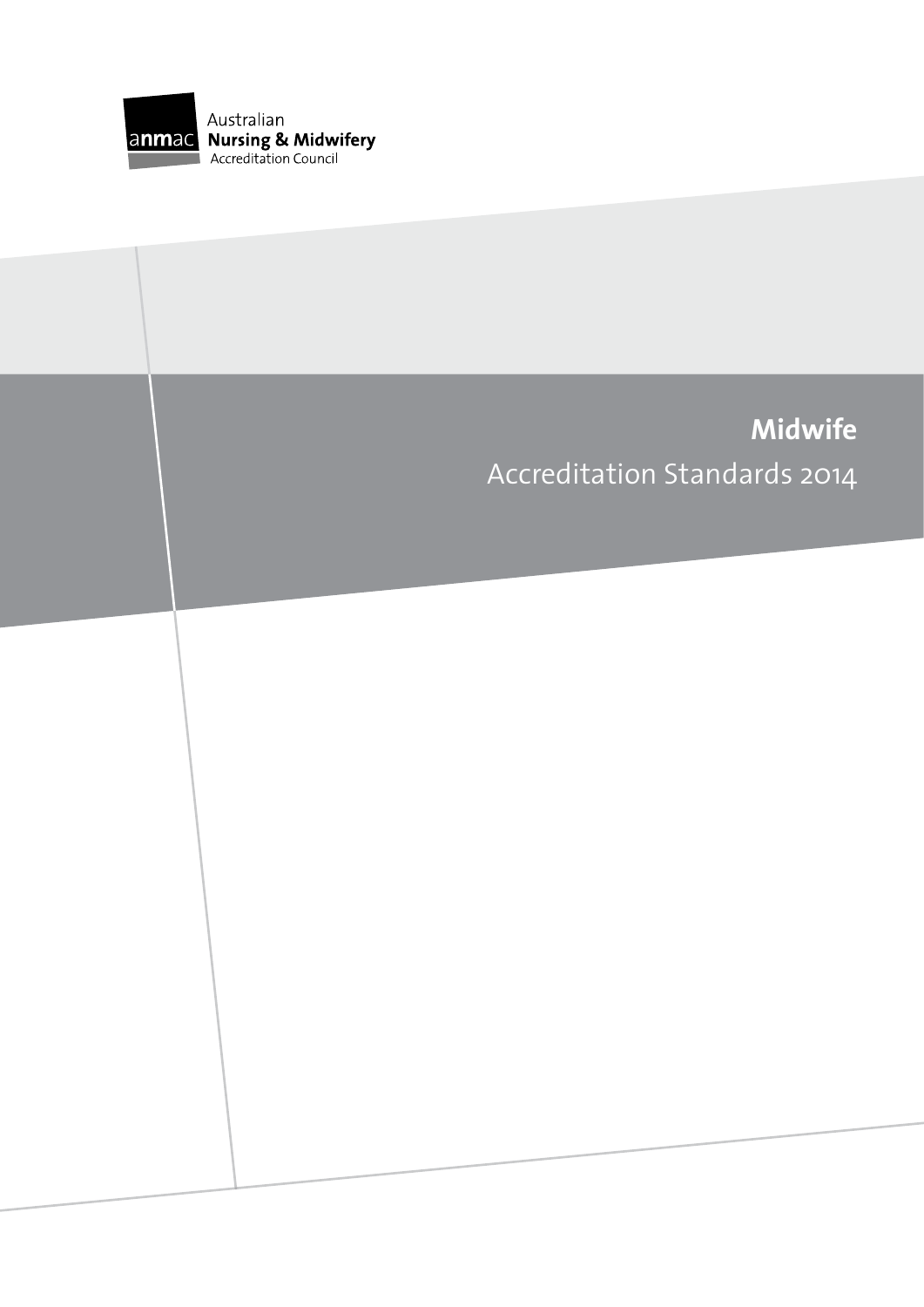Australian
**Nursing & Midwifery**
Accreditation Council

# Midwife

## Accreditation Standards 2014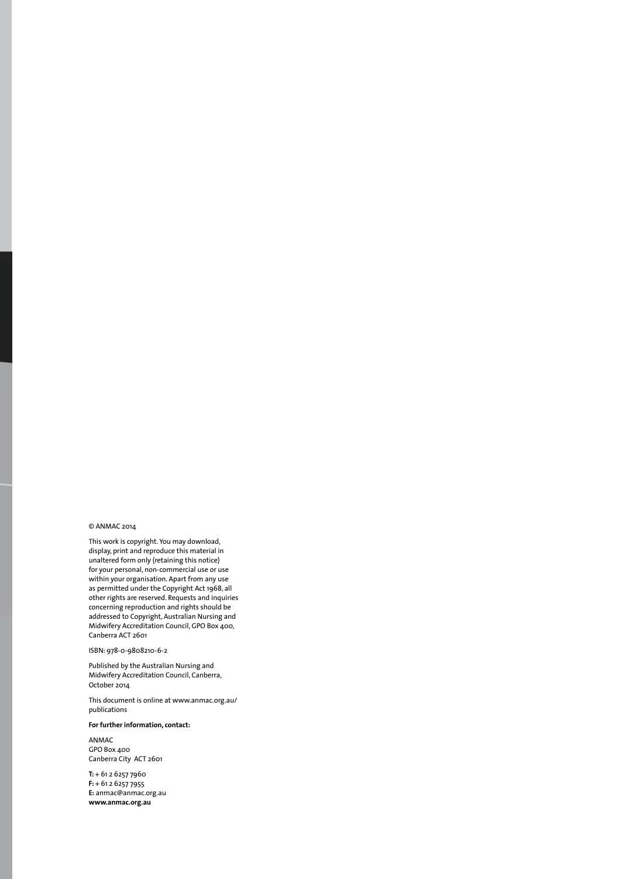© ANMAC 2014

This work is copyright. You may download, display, print and reproduce this material in unaltered form only (retaining this notice) for your personal, non-commercial use or use within your organisation. Apart from any use as permitted under the Copyright Act 1968, all other rights are reserved. Requests and inquiries concerning reproduction and rights should be addressed to Copyright, Australian Nursing and Midwifery Accreditation Council, GPO Box 400, Canberra ACT 2601

ISBN: 978-0-9808210-6-2

Published by the Australian Nursing and Midwifery Accreditation Council, Canberra, October 2014

This document is online at www.anmac.org.au/publications

**For further information, contact:**

ANMAC
GPO Box 400
Canberra City ACT 2601

**T:** + 61 2 6257 7960
**F:** + 61 2 6257 7955
**E:** anmac@anmac.org.au
**www.anmac.org.au**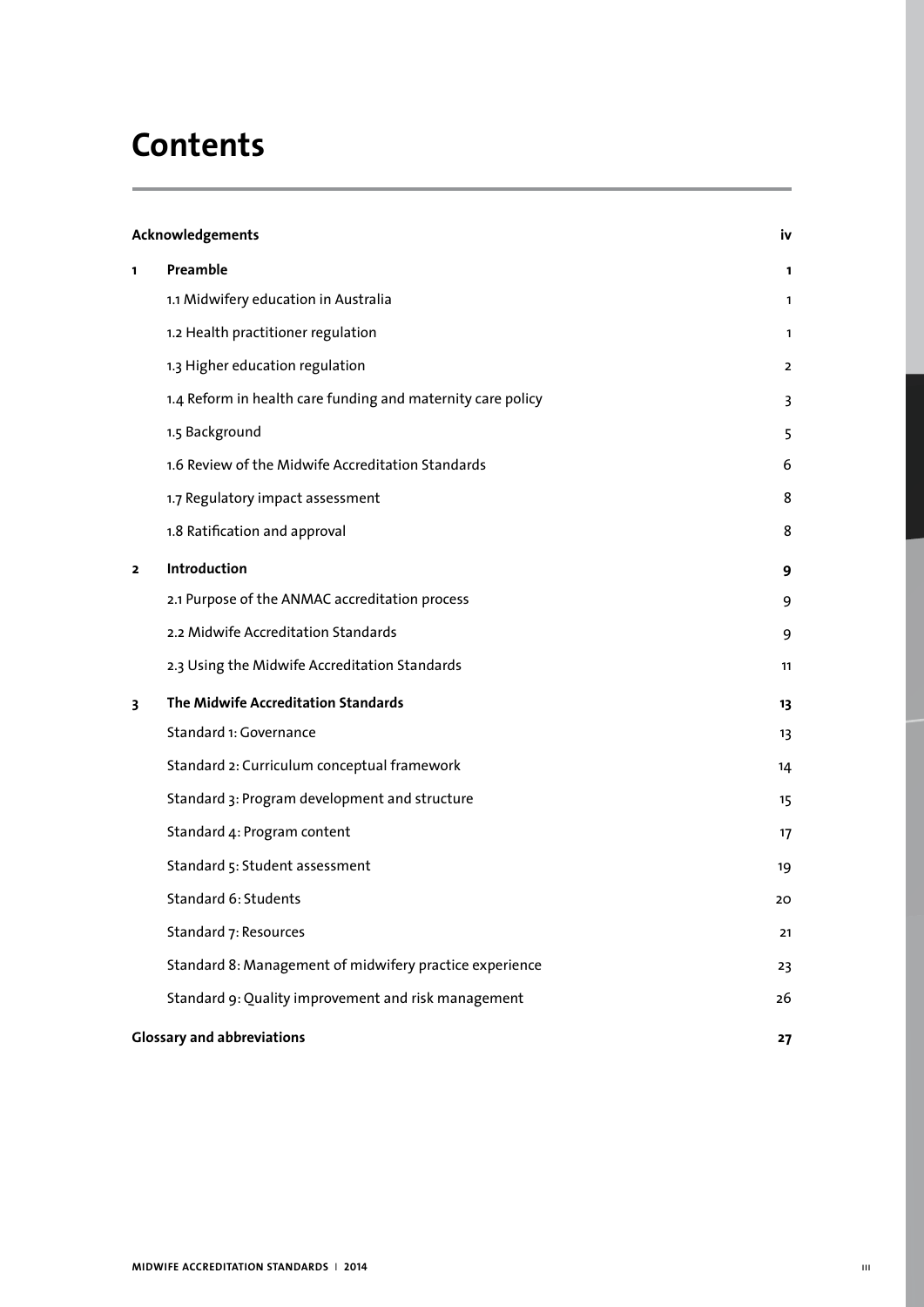# Contents

| | | |
|---|---|---|
| **Acknowledgements** | | **iv** |
| **1** | **Preamble** | **1** |
| | 1.1 Midwifery education in Australia | 1 |
| | 1.2 Health practitioner regulation | 1 |
| | 1.3 Higher education regulation | 2 |
| | 1.4 Reform in health care funding and maternity care policy | 3 |
| | 1.5 Background | 5 |
| | 1.6 Review of the Midwife Accreditation Standards | 6 |
| | 1.7 Regulatory impact assessment | 8 |
| | 1.8 Ratification and approval | 8 |
| **2** | **Introduction** | **9** |
| | 2.1 Purpose of the ANMAC accreditation process | 9 |
| | 2.2 Midwife Accreditation Standards | 9 |
| | 2.3 Using the Midwife Accreditation Standards | 11 |
| **3** | **The Midwife Accreditation Standards** | **13** |
| | Standard 1: Governance | 13 |
| | Standard 2: Curriculum conceptual framework | 14 |
| | Standard 3: Program development and structure | 15 |
| | Standard 4: Program content | 17 |
| | Standard 5: Student assessment | 19 |
| | Standard 6: Students | 20 |
| | Standard 7: Resources | 21 |
| | Standard 8: Management of midwifery practice experience | 23 |
| | Standard 9: Quality improvement and risk management | 26 |
| **Glossary and abbreviations** | | **27** |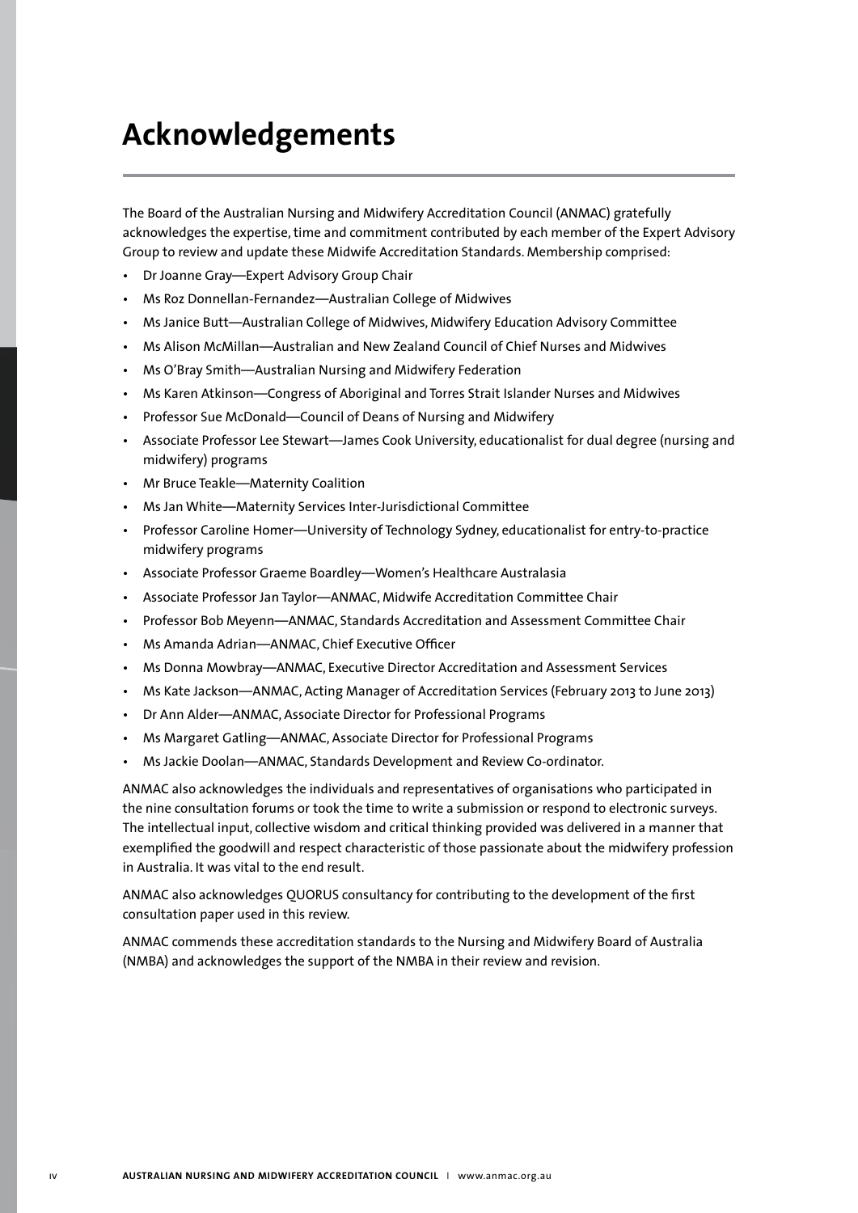# Acknowledgements

The Board of the Australian Nursing and Midwifery Accreditation Council (ANMAC) gratefully acknowledges the expertise, time and commitment contributed by each member of the Expert Advisory Group to review and update these Midwife Accreditation Standards. Membership comprised:

- Dr Joanne Gray—Expert Advisory Group Chair
- Ms Roz Donnellan-Fernandez—Australian College of Midwives
- Ms Janice Butt—Australian College of Midwives, Midwifery Education Advisory Committee
- Ms Alison McMillan—Australian and New Zealand Council of Chief Nurses and Midwives
- Ms O'Bray Smith—Australian Nursing and Midwifery Federation
- Ms Karen Atkinson—Congress of Aboriginal and Torres Strait Islander Nurses and Midwives
- Professor Sue McDonald—Council of Deans of Nursing and Midwifery
- Associate Professor Lee Stewart—James Cook University, educationalist for dual degree (nursing and midwifery) programs
- Mr Bruce Teakle—Maternity Coalition
- Ms Jan White—Maternity Services Inter-Jurisdictional Committee
- Professor Caroline Homer—University of Technology Sydney, educationalist for entry-to-practice midwifery programs
- Associate Professor Graeme Boardley—Women's Healthcare Australasia
- Associate Professor Jan Taylor—ANMAC, Midwife Accreditation Committee Chair
- Professor Bob Meyenn—ANMAC, Standards Accreditation and Assessment Committee Chair
- Ms Amanda Adrian—ANMAC, Chief Executive Officer
- Ms Donna Mowbray—ANMAC, Executive Director Accreditation and Assessment Services
- Ms Kate Jackson—ANMAC, Acting Manager of Accreditation Services (February 2013 to June 2013)
- Dr Ann Alder—ANMAC, Associate Director for Professional Programs
- Ms Margaret Gatling—ANMAC, Associate Director for Professional Programs
- Ms Jackie Doolan—ANMAC, Standards Development and Review Co-ordinator.

ANMAC also acknowledges the individuals and representatives of organisations who participated in the nine consultation forums or took the time to write a submission or respond to electronic surveys. The intellectual input, collective wisdom and critical thinking provided was delivered in a manner that exemplified the goodwill and respect characteristic of those passionate about the midwifery profession in Australia. It was vital to the end result.

ANMAC also acknowledges QUORUS consultancy for contributing to the development of the first consultation paper used in this review.

ANMAC commends these accreditation standards to the Nursing and Midwifery Board of Australia (NMBA) and acknowledges the support of the NMBA in their review and revision.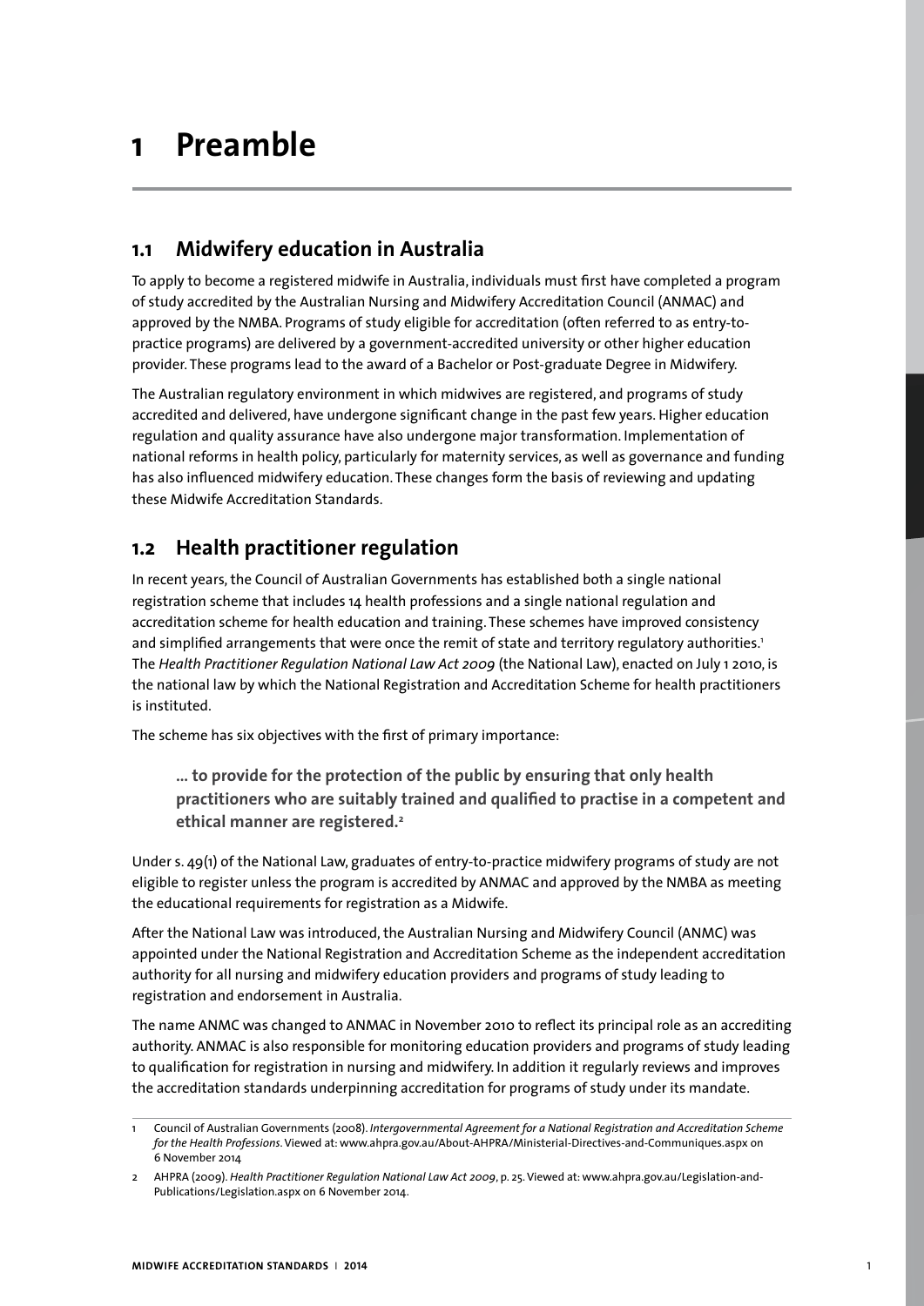# 1 Preamble

## 1.1 Midwifery education in Australia

To apply to become a registered midwife in Australia, individuals must first have completed a program of study accredited by the Australian Nursing and Midwifery Accreditation Council (ANMAC) and approved by the NMBA. Programs of study eligible for accreditation (often referred to as entry-to-practice programs) are delivered by a government-accredited university or other higher education provider. These programs lead to the award of a Bachelor or Post-graduate Degree in Midwifery.

The Australian regulatory environment in which midwives are registered, and programs of study accredited and delivered, have undergone significant change in the past few years. Higher education regulation and quality assurance have also undergone major transformation. Implementation of national reforms in health policy, particularly for maternity services, as well as governance and funding has also influenced midwifery education. These changes form the basis of reviewing and updating these Midwife Accreditation Standards.

## 1.2 Health practitioner regulation

In recent years, the Council of Australian Governments has established both a single national registration scheme that includes 14 health professions and a single national regulation and accreditation scheme for health education and training. These schemes have improved consistency and simplified arrangements that were once the remit of state and territory regulatory authorities.[1] The *Health Practitioner Regulation National Law Act 2009* (the National Law), enacted on July 1 2010, is the national law by which the National Registration and Accreditation Scheme for health practitioners is instituted.

The scheme has six objectives with the first of primary importance:

> **... to provide for the protection of the public by ensuring that only health practitioners who are suitably trained and qualified to practise in a competent and ethical manner are registered.[2]**

Under s. 49(1) of the National Law, graduates of entry-to-practice midwifery programs of study are not eligible to register unless the program is accredited by ANMAC and approved by the NMBA as meeting the educational requirements for registration as a Midwife.

After the National Law was introduced, the Australian Nursing and Midwifery Council (ANMC) was appointed under the National Registration and Accreditation Scheme as the independent accreditation authority for all nursing and midwifery education providers and programs of study leading to registration and endorsement in Australia.

The name ANMC was changed to ANMAC in November 2010 to reflect its principal role as an accrediting authority. ANMAC is also responsible for monitoring education providers and programs of study leading to qualification for registration in nursing and midwifery. In addition it regularly reviews and improves the accreditation standards underpinning accreditation for programs of study under its mandate.

---

1 Council of Australian Governments (2008). *Intergovernmental Agreement for a National Registration and Accreditation Scheme for the Health Professions*. Viewed at: www.ahpra.gov.au/About-AHPRA/Ministerial-Directives-and-Communiques.aspx on 6 November 2014

2 AHPRA (2009). *Health Practitioner Regulation National Law Act 2009*, p. 25. Viewed at: www.ahpra.gov.au/Legislation-and-Publications/Legislation.aspx on 6 November 2014.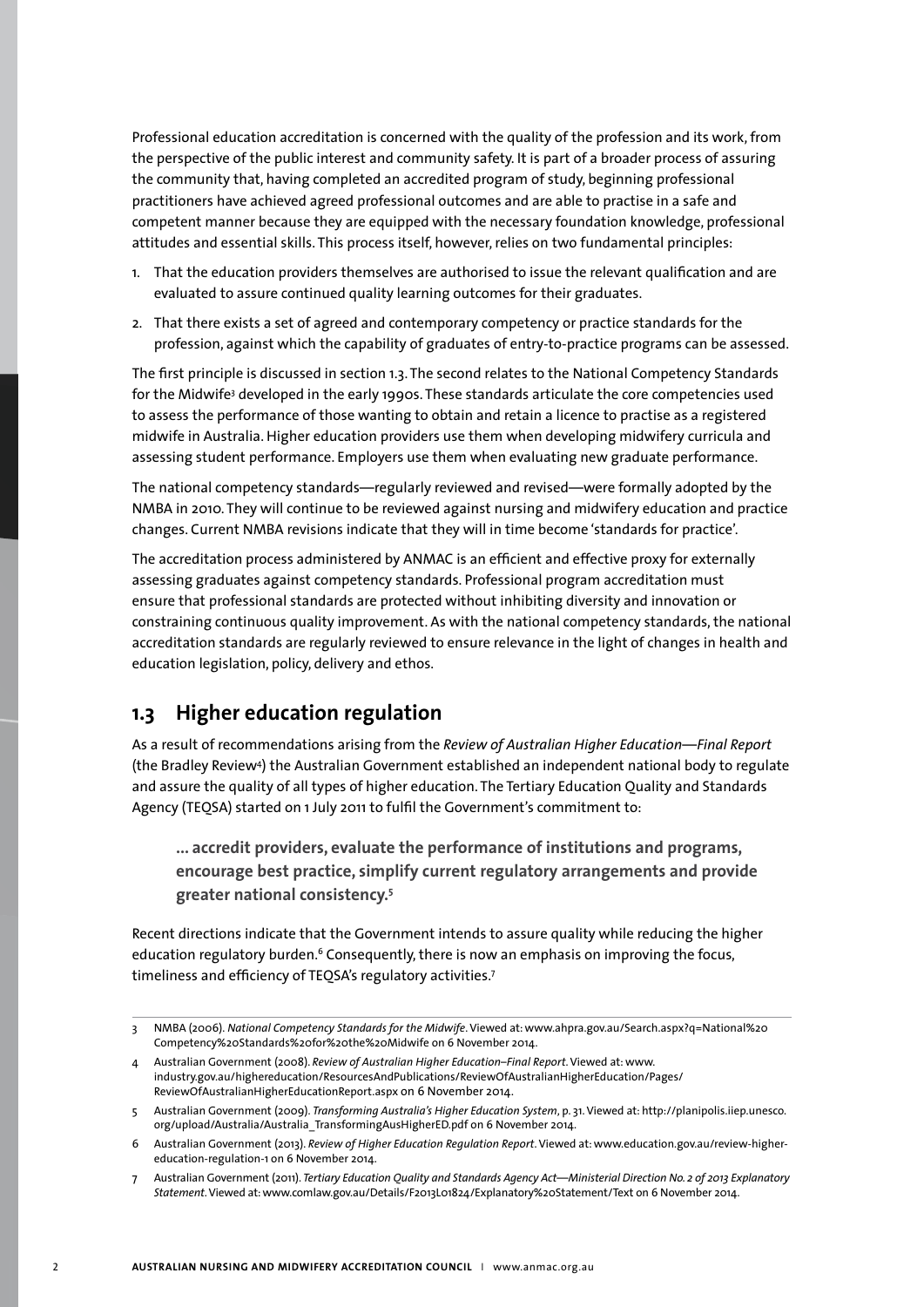Professional education accreditation is concerned with the quality of the profession and its work, from the perspective of the public interest and community safety. It is part of a broader process of assuring the community that, having completed an accredited program of study, beginning professional practitioners have achieved agreed professional outcomes and are able to practise in a safe and competent manner because they are equipped with the necessary foundation knowledge, professional attitudes and essential skills. This process itself, however, relies on two fundamental principles:

1. That the education providers themselves are authorised to issue the relevant qualification and are evaluated to assure continued quality learning outcomes for their graduates.
2. That there exists a set of agreed and contemporary competency or practice standards for the profession, against which the capability of graduates of entry-to-practice programs can be assessed.

The first principle is discussed in section 1.3. The second relates to the National Competency Standards for the Midwife[3] developed in the early 1990s. These standards articulate the core competencies used to assess the performance of those wanting to obtain and retain a licence to practise as a registered midwife in Australia. Higher education providers use them when developing midwifery curricula and assessing student performance. Employers use them when evaluating new graduate performance.

The national competency standards—regularly reviewed and revised—were formally adopted by the NMBA in 2010. They will continue to be reviewed against nursing and midwifery education and practice changes. Current NMBA revisions indicate that they will in time become 'standards for practice'.

The accreditation process administered by ANMAC is an efficient and effective proxy for externally assessing graduates against competency standards. Professional program accreditation must ensure that professional standards are protected without inhibiting diversity and innovation or constraining continuous quality improvement. As with the national competency standards, the national accreditation standards are regularly reviewed to ensure relevance in the light of changes in health and education legislation, policy, delivery and ethos.

## 1.3 Higher education regulation

As a result of recommendations arising from the *Review of Australian Higher Education—Final Report* (the Bradley Review[4]) the Australian Government established an independent national body to regulate and assure the quality of all types of higher education. The Tertiary Education Quality and Standards Agency (TEQSA) started on 1 July 2011 to fulfil the Government's commitment to:

> **... accredit providers, evaluate the performance of institutions and programs, encourage best practice, simplify current regulatory arrangements and provide greater national consistency.[5]**

Recent directions indicate that the Government intends to assure quality while reducing the higher education regulatory burden.[6] Consequently, there is now an emphasis on improving the focus, timeliness and efficiency of TEQSA's regulatory activities.[7]

---

3 NMBA (2006). *National Competency Standards for the Midwife*. Viewed at: www.ahpra.gov.au/Search.aspx?q=National%20Competency%20Standards%20for%20the%20Midwife on 6 November 2014.

4 Australian Government (2008). *Review of Australian Higher Education–Final Report*. Viewed at: www.industry.gov.au/highereducation/ResourcesAndPublications/ReviewOfAustralianHigherEducation/Pages/ReviewOfAustralianHigherEducationReport.aspx on 6 November 2014.

5 Australian Government (2009). *Transforming Australia's Higher Education System*, p. 31. Viewed at: http://planipolis.iiep.unesco.org/upload/Australia/Australia_TransformingAusHigherED.pdf on 6 November 2014.

6 Australian Government (2013). *Review of Higher Education Regulation Report*. Viewed at: www.education.gov.au/review-higher-education-regulation-1 on 6 November 2014.

7 Australian Government (2011). *Tertiary Education Quality and Standards Agency Act—Ministerial Direction No. 2 of 2013 Explanatory Statement*. Viewed at: www.comlaw.gov.au/Details/F2013L01824/Explanatory%20Statement/Text on 6 November 2014.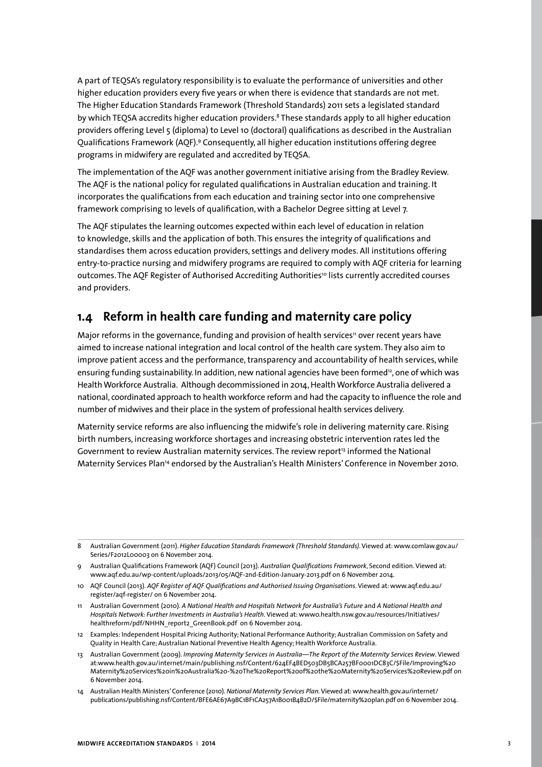A part of TEQSA's regulatory responsibility is to evaluate the performance of universities and other higher education providers every five years or when there is evidence that standards are not met. The Higher Education Standards Framework (Threshold Standards) 2011 sets a legislated standard by which TEQSA accredits higher education providers.[8] These standards apply to all higher education providers offering Level 5 (diploma) to Level 10 (doctoral) qualifications as described in the Australian Qualifications Framework (AQF).[9] Consequently, all higher education institutions offering degree programs in midwifery are regulated and accredited by TEQSA.

The implementation of the AQF was another government initiative arising from the Bradley Review. The AQF is the national policy for regulated qualifications in Australian education and training. It incorporates the qualifications from each education and training sector into one comprehensive framework comprising 10 levels of qualification, with a Bachelor Degree sitting at Level 7.

The AQF stipulates the learning outcomes expected within each level of education in relation to knowledge, skills and the application of both. This ensures the integrity of qualifications and standardises them across education providers, settings and delivery modes. All institutions offering entry-to-practice nursing and midwifery programs are required to comply with AQF criteria for learning outcomes. The AQF Register of Authorised Accrediting Authorities[10] lists currently accredited courses and providers.

## 1.4 Reform in health care funding and maternity care policy

Major reforms in the governance, funding and provision of health services[11] over recent years have aimed to increase national integration and local control of the health care system. They also aim to improve patient access and the performance, transparency and accountability of health services, while ensuring funding sustainability. In addition, new national agencies have been formed[12], one of which was Health Workforce Australia. Although decommissioned in 2014, Health Workforce Australia delivered a national, coordinated approach to health workforce reform and had the capacity to influence the role and number of midwives and their place in the system of professional health services delivery.

Maternity service reforms are also influencing the midwife's role in delivering maternity care. Rising birth numbers, increasing workforce shortages and increasing obstetric intervention rates led the Government to review Australian maternity services. The review report[13] informed the National Maternity Services Plan[14] endorsed by the Australian's Health Ministers' Conference in November 2010.

---

8 Australian Government (2011). *Higher Education Standards Framework (Threshold Standards)*. Viewed at: www.comlaw.gov.au/Series/F2012L00003 on 6 November 2014.

9 Australian Qualifications Framework (AQF) Council (2013). *Australian Qualifications Framework*, Second edition. Viewed at: www.aqf.edu.au/wp-content/uploads/2013/05/AQF-2nd-Edition-January-2013.pdf on 6 November 2014.

10 AQF Council (2013). *AQF Register of AQF Qualifications and Authorised Issuing Organisations*. Viewed at: www.aqf.edu.au/register/aqf-register/ on 6 November 2014.

11 Australian Government (2010). *A National Health and Hospitals Network for Australia's Future* and *A National Health and Hospitals Network: Further Investments in Australia's Health*. Viewed at: www0.health.nsw.gov.au/resources/Initiatives/healthreform/pdf/NHHN_report2_GreenBook.pdf on 6 November 2014.

12 Examples: Independent Hospital Pricing Authority; National Performance Authority; Australian Commission on Safety and Quality in Health Care; Australian National Preventive Health Agency; Health Workforce Australia.

13 Australian Government (2009). *Improving Maternity Services in Australia—The Report of the Maternity Services Review*. Viewed at:www.health.gov.au/internet/main/publishing.nsf/Content/624EF4BED503DB5BCA257BF0001DC83C/$File/Improving%20Maternity%20Services%20in%20Australia%20-%20The%20Report%20of%20the%20Maternity%20Services%20Review.pdf on 6 November 2014.

14 Australian Health Ministers' Conference (2010). *National Maternity Services Plan*. Viewed at: www.health.gov.au/internet/publications/publishing.nsf/Content/BFE6AE67A9BC1BF1CA257A1B001B4B2D/$File/maternity%20plan.pdf on 6 November 2014.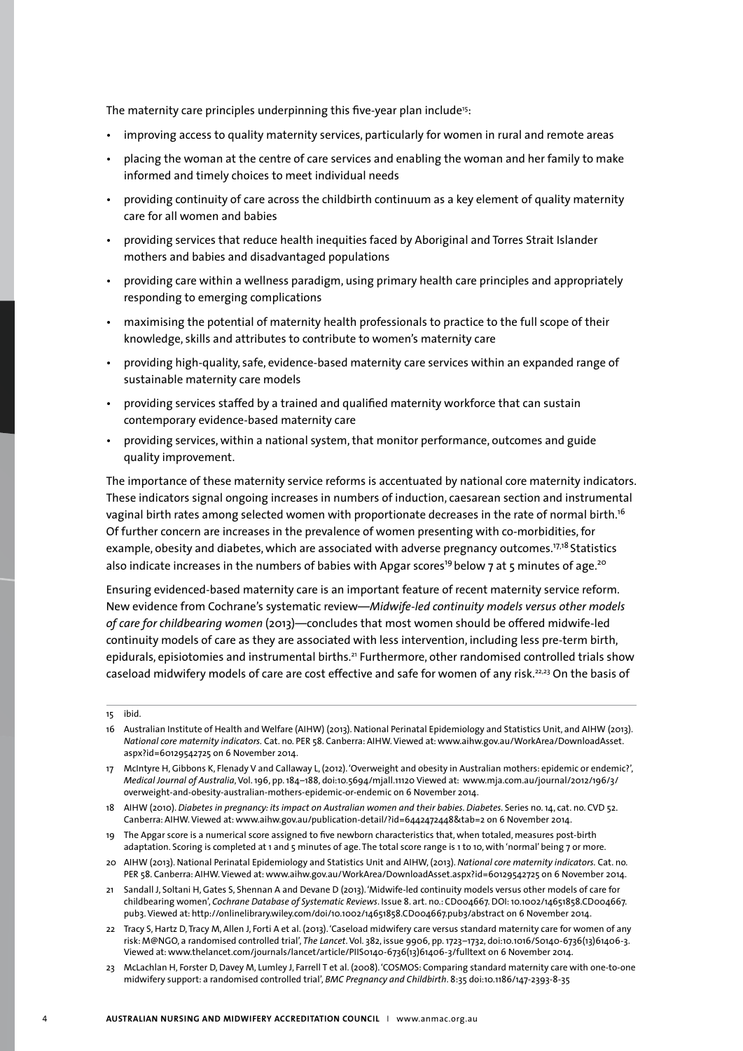The maternity care principles underpinning this five-year plan include[15]:

- improving access to quality maternity services, particularly for women in rural and remote areas
- placing the woman at the centre of care services and enabling the woman and her family to make informed and timely choices to meet individual needs
- providing continuity of care across the childbirth continuum as a key element of quality maternity care for all women and babies
- providing services that reduce health inequities faced by Aboriginal and Torres Strait Islander mothers and babies and disadvantaged populations
- providing care within a wellness paradigm, using primary health care principles and appropriately responding to emerging complications
- maximising the potential of maternity health professionals to practice to the full scope of their knowledge, skills and attributes to contribute to women's maternity care
- providing high-quality, safe, evidence-based maternity care services within an expanded range of sustainable maternity care models
- providing services staffed by a trained and qualified maternity workforce that can sustain contemporary evidence-based maternity care
- providing services, within a national system, that monitor performance, outcomes and guide quality improvement.

The importance of these maternity service reforms is accentuated by national core maternity indicators. These indicators signal ongoing increases in numbers of induction, caesarean section and instrumental vaginal birth rates among selected women with proportionate decreases in the rate of normal birth.[16] Of further concern are increases in the prevalence of women presenting with co-morbidities, for example, obesity and diabetes, which are associated with adverse pregnancy outcomes.[17,18] Statistics also indicate increases in the numbers of babies with Apgar scores[19] below 7 at 5 minutes of age.[20]

Ensuring evidenced-based maternity care is an important feature of recent maternity service reform. New evidence from Cochrane's systematic review—*Midwife-led continuity models versus other models of care for childbearing women* (2013)—concludes that most women should be offered midwife-led continuity models of care as they are associated with less intervention, including less pre-term birth, epidurals, episiotomies and instrumental births.[21] Furthermore, other randomised controlled trials show caseload midwifery models of care are cost effective and safe for women of any risk.[22,23] On the basis of

---

15 ibid.

16 Australian Institute of Health and Welfare (AIHW) (2013). National Perinatal Epidemiology and Statistics Unit, and AIHW (2013). *National core maternity indicators.* Cat. no. PER 58. Canberra: AIHW. Viewed at: www.aihw.gov.au/WorkArea/DownloadAsset.aspx?id=60129542725 on 6 November 2014.

17 McIntyre H, Gibbons K, Flenady V and Callaway L, (2012). 'Overweight and obesity in Australian mothers: epidemic or endemic?', *Medical Journal of Australia*, Vol. 196, pp. 184–188, doi:10.5694/mjall.11120 Viewed at: www.mja.com.au/journal/2012/196/3/overweight-and-obesity-australian-mothers-epidemic-or-endemic on 6 November 2014.

18 AIHW (2010). *Diabetes in pregnancy: its impact on Australian women and their babies. Diabetes.* Series no. 14, cat. no. CVD 52. Canberra: AIHW. Viewed at: www.aihw.gov.au/publication-detail/?id=6442472448&tab=2 on 6 November 2014.

19 The Apgar score is a numerical score assigned to five newborn characteristics that, when totaled, measures post-birth adaptation. Scoring is completed at 1 and 5 minutes of age. The total score range is 1 to 10, with 'normal' being 7 or more.

20 AIHW (2013). National Perinatal Epidemiology and Statistics Unit and AIHW, (2013). *National core maternity indicators.* Cat. no. PER 58. Canberra: AIHW. Viewed at: www.aihw.gov.au/WorkArea/DownloadAsset.aspx?id=60129542725 on 6 November 2014.

21 Sandall J, Soltani H, Gates S, Shennan A and Devane D (2013). 'Midwife-led continuity models versus other models of care for childbearing women', *Cochrane Database of Systematic Reviews*. Issue 8. art. no.: CD004667. DOI: 10.1002/14651858.CD004667.pub3. Viewed at: http://onlinelibrary.wiley.com/doi/10.1002/14651858.CD004667.pub3/abstract on 6 November 2014.

22 Tracy S, Hartz D, Tracy M, Allen J, Forti A et al. (2013). 'Caseload midwifery care versus standard maternity care for women of any risk: M@NGO, a randomised controlled trial', *The Lancet*. Vol. 382, issue 9906, pp. 1723–1732, doi:10.1016/S0140-6736(13)61406-3. Viewed at: www.thelancet.com/journals/lancet/article/PIIS0140-6736(13)61406-3/fulltext on 6 November 2014.

23 McLachlan H, Forster D, Davey M, Lumley J, Farrell T et al. (2008). 'COSMOS: Comparing standard maternity care with one-to-one midwifery support: a randomised controlled trial', *BMC Pregnancy and Childbirth*. 8:35 doi:10.1186/147-2393-8-35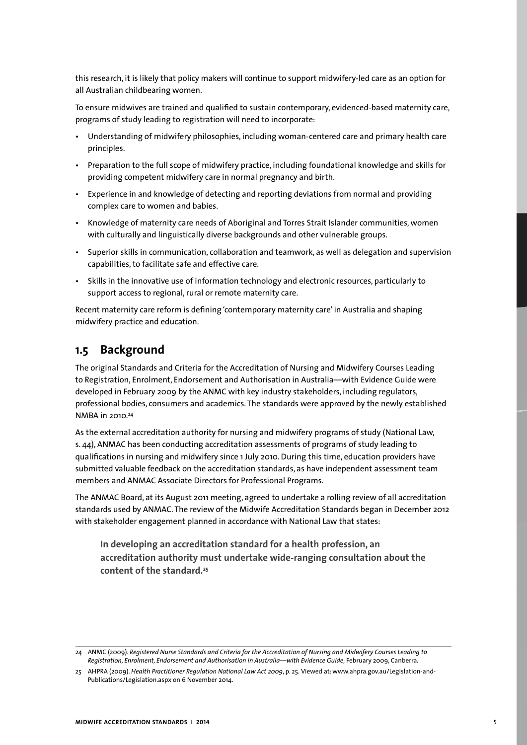this research, it is likely that policy makers will continue to support midwifery-led care as an option for all Australian childbearing women.

To ensure midwives are trained and qualified to sustain contemporary, evidenced-based maternity care, programs of study leading to registration will need to incorporate:

- Understanding of midwifery philosophies, including woman-centered care and primary health care principles.
- Preparation to the full scope of midwifery practice, including foundational knowledge and skills for providing competent midwifery care in normal pregnancy and birth.
- Experience in and knowledge of detecting and reporting deviations from normal and providing complex care to women and babies.
- Knowledge of maternity care needs of Aboriginal and Torres Strait Islander communities, women with culturally and linguistically diverse backgrounds and other vulnerable groups.
- Superior skills in communication, collaboration and teamwork, as well as delegation and supervision capabilities, to facilitate safe and effective care.
- Skills in the innovative use of information technology and electronic resources, particularly to support access to regional, rural or remote maternity care.

Recent maternity care reform is defining 'contemporary maternity care' in Australia and shaping midwifery practice and education.

## 1.5 Background

The original Standards and Criteria for the Accreditation of Nursing and Midwifery Courses Leading to Registration, Enrolment, Endorsement and Authorisation in Australia—with Evidence Guide were developed in February 2009 by the ANMC with key industry stakeholders, including regulators, professional bodies, consumers and academics. The standards were approved by the newly established NMBA in 2010.[24]

As the external accreditation authority for nursing and midwifery programs of study (National Law, s. 44), ANMAC has been conducting accreditation assessments of programs of study leading to qualifications in nursing and midwifery since 1 July 2010. During this time, education providers have submitted valuable feedback on the accreditation standards, as have independent assessment team members and ANMAC Associate Directors for Professional Programs.

The ANMAC Board, at its August 2011 meeting, agreed to undertake a rolling review of all accreditation standards used by ANMAC. The review of the Midwife Accreditation Standards began in December 2012 with stakeholder engagement planned in accordance with National Law that states:

> **In developing an accreditation standard for a health profession, an accreditation authority must undertake wide-ranging consultation about the content of the standard.[25]**

---

24 ANMC (2009). *Registered Nurse Standards and Criteria for the Accreditation of Nursing and Midwifery Courses Leading to Registration, Enrolment, Endorsement and Authorisation in Australia—with Evidence Guide*, February 2009, Canberra.

25 AHPRA (2009). *Health Practitioner Regulation National Law Act 2009*, p. 25. Viewed at: www.ahpra.gov.au/Legislation-and-Publications/Legislation.aspx on 6 November 2014.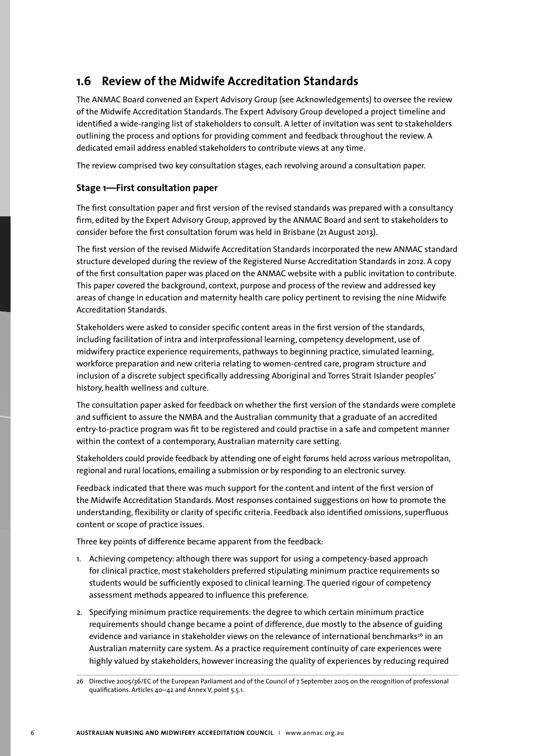## 1.6 Review of the Midwife Accreditation Standards

The ANMAC Board convened an Expert Advisory Group (see Acknowledgements) to oversee the review of the Midwife Accreditation Standards. The Expert Advisory Group developed a project timeline and identified a wide-ranging list of stakeholders to consult. A letter of invitation was sent to stakeholders outlining the process and options for providing comment and feedback throughout the review. A dedicated email address enabled stakeholders to contribute views at any time.

The review comprised two key consultation stages, each revolving around a consultation paper.

### Stage 1—First consultation paper

The first consultation paper and first version of the revised standards was prepared with a consultancy firm, edited by the Expert Advisory Group, approved by the ANMAC Board and sent to stakeholders to consider before the first consultation forum was held in Brisbane (21 August 2013).

The first version of the revised Midwife Accreditation Standards incorporated the new ANMAC standard structure developed during the review of the Registered Nurse Accreditation Standards in 2012. A copy of the first consultation paper was placed on the ANMAC website with a public invitation to contribute. This paper covered the background, context, purpose and process of the review and addressed key areas of change in education and maternity health care policy pertinent to revising the nine Midwife Accreditation Standards.

Stakeholders were asked to consider specific content areas in the first version of the standards, including facilitation of intra and interprofessional learning, competency development, use of midwifery practice experience requirements, pathways to beginning practice, simulated learning, workforce preparation and new criteria relating to women-centred care, program structure and inclusion of a discrete subject specifically addressing Aboriginal and Torres Strait Islander peoples' history, health wellness and culture.

The consultation paper asked for feedback on whether the first version of the standards were complete and sufficient to assure the NMBA and the Australian community that a graduate of an accredited entry-to-practice program was fit to be registered and could practise in a safe and competent manner within the context of a contemporary, Australian maternity care setting.

Stakeholders could provide feedback by attending one of eight forums held across various metropolitan, regional and rural locations, emailing a submission or by responding to an electronic survey.

Feedback indicated that there was much support for the content and intent of the first version of the Midwife Accreditation Standards. Most responses contained suggestions on how to promote the understanding, flexibility or clarity of specific criteria. Feedback also identified omissions, superfluous content or scope of practice issues.

Three key points of difference became apparent from the feedback:

1. Achieving competency: although there was support for using a competency-based approach for clinical practice, most stakeholders preferred stipulating minimum practice requirements so students would be sufficiently exposed to clinical learning. The queried rigour of competency assessment methods appeared to influence this preference.
2. Specifying minimum practice requirements: the degree to which certain minimum practice requirements should change became a point of difference, due mostly to the absence of guiding evidence and variance in stakeholder views on the relevance of international benchmarks[26] in an Australian maternity care system. As a practice requirement continuity of care experiences were highly valued by stakeholders, however increasing the quality of experiences by reducing required

26 Directive 2005/36/EC of the European Parliament and of the Council of 7 September 2005 on the recognition of professional qualifications. Articles 40–42 and Annex V, point 5.5.1.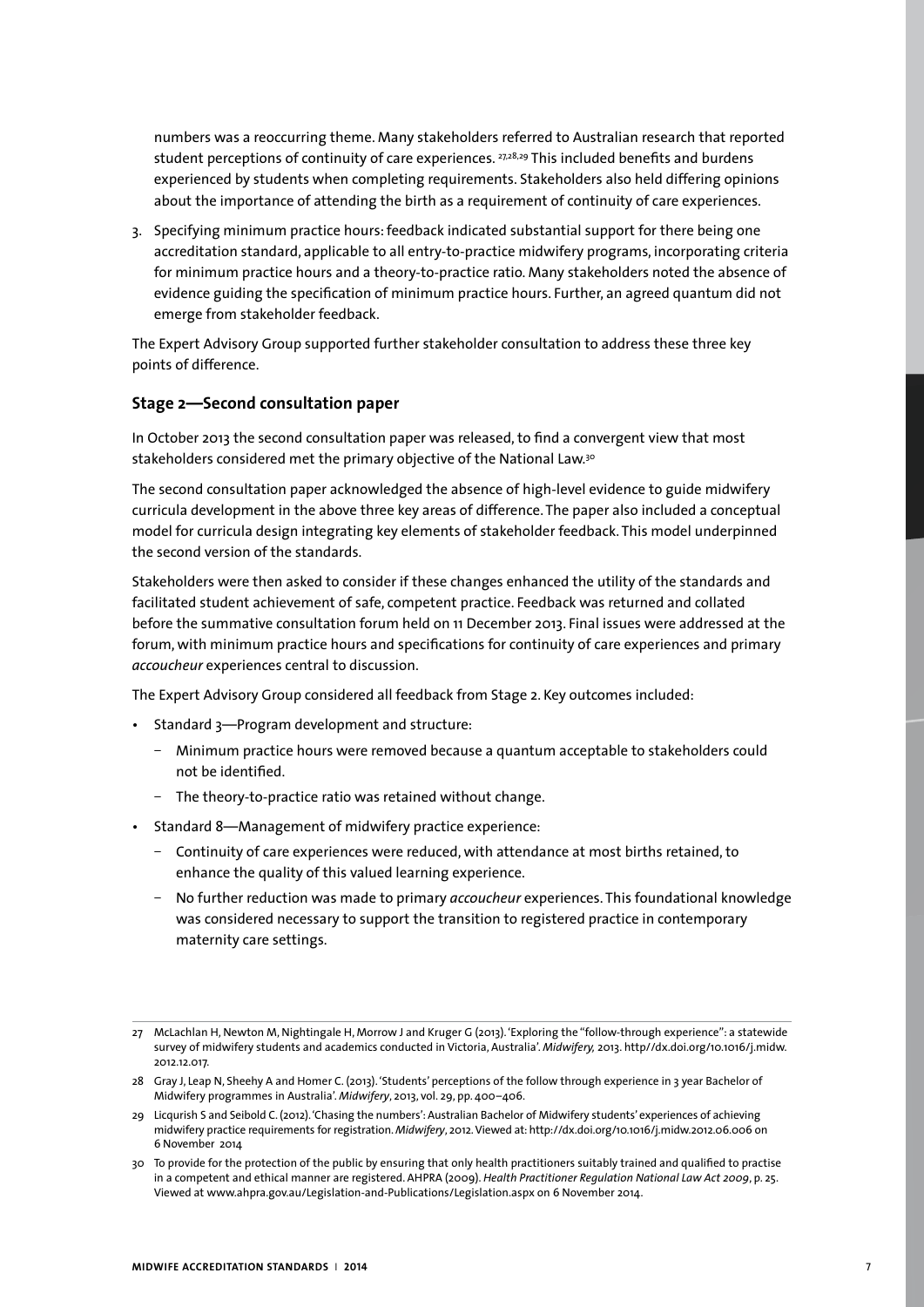numbers was a reoccurring theme. Many stakeholders referred to Australian research that reported student perceptions of continuity of care experiences.[27,28,29] This included benefits and burdens experienced by students when completing requirements. Stakeholders also held differing opinions about the importance of attending the birth as a requirement of continuity of care experiences.

3. Specifying minimum practice hours: feedback indicated substantial support for there being one accreditation standard, applicable to all entry-to-practice midwifery programs, incorporating criteria for minimum practice hours and a theory-to-practice ratio. Many stakeholders noted the absence of evidence guiding the specification of minimum practice hours. Further, an agreed quantum did not emerge from stakeholder feedback.

The Expert Advisory Group supported further stakeholder consultation to address these three key points of difference.

### Stage 2—Second consultation paper

In October 2013 the second consultation paper was released, to find a convergent view that most stakeholders considered met the primary objective of the National Law.[30]

The second consultation paper acknowledged the absence of high-level evidence to guide midwifery curricula development in the above three key areas of difference. The paper also included a conceptual model for curricula design integrating key elements of stakeholder feedback. This model underpinned the second version of the standards.

Stakeholders were then asked to consider if these changes enhanced the utility of the standards and facilitated student achievement of safe, competent practice. Feedback was returned and collated before the summative consultation forum held on 11 December 2013. Final issues were addressed at the forum, with minimum practice hours and specifications for continuity of care experiences and primary *accoucheur* experiences central to discussion.

The Expert Advisory Group considered all feedback from Stage 2. Key outcomes included:

- Standard 3—Program development and structure:
  - Minimum practice hours were removed because a quantum acceptable to stakeholders could not be identified.
  - The theory-to-practice ratio was retained without change.
- Standard 8—Management of midwifery practice experience:
  - Continuity of care experiences were reduced, with attendance at most births retained, to enhance the quality of this valued learning experience.
  - No further reduction was made to primary *accoucheur* experiences. This foundational knowledge was considered necessary to support the transition to registered practice in contemporary maternity care settings.

---

27 McLachlan H, Newton M, Nightingale H, Morrow J and Kruger G (2013). 'Exploring the "follow-through experience": a statewide survey of midwifery students and academics conducted in Victoria, Australia'. *Midwifery,* 2013. http//dx.doi.org/10.1016/j.midw.2012.12.017.

28 Gray J, Leap N, Sheehy A and Homer C. (2013). 'Students' perceptions of the follow through experience in 3 year Bachelor of Midwifery programmes in Australia'. *Midwifery*, 2013, vol. 29, pp. 400–406.

29 Licqurish S and Seibold C. (2012). 'Chasing the numbers': Australian Bachelor of Midwifery students' experiences of achieving midwifery practice requirements for registration. *Midwifery*, 2012. Viewed at: http://dx.doi.org/10.1016/j.midw.2012.06.006 on 6 November 2014

30 To provide for the protection of the public by ensuring that only health practitioners suitably trained and qualified to practise in a competent and ethical manner are registered. AHPRA (2009). *Health Practitioner Regulation National Law Act 2009*, p. 25. Viewed at www.ahpra.gov.au/Legislation-and-Publications/Legislation.aspx on 6 November 2014.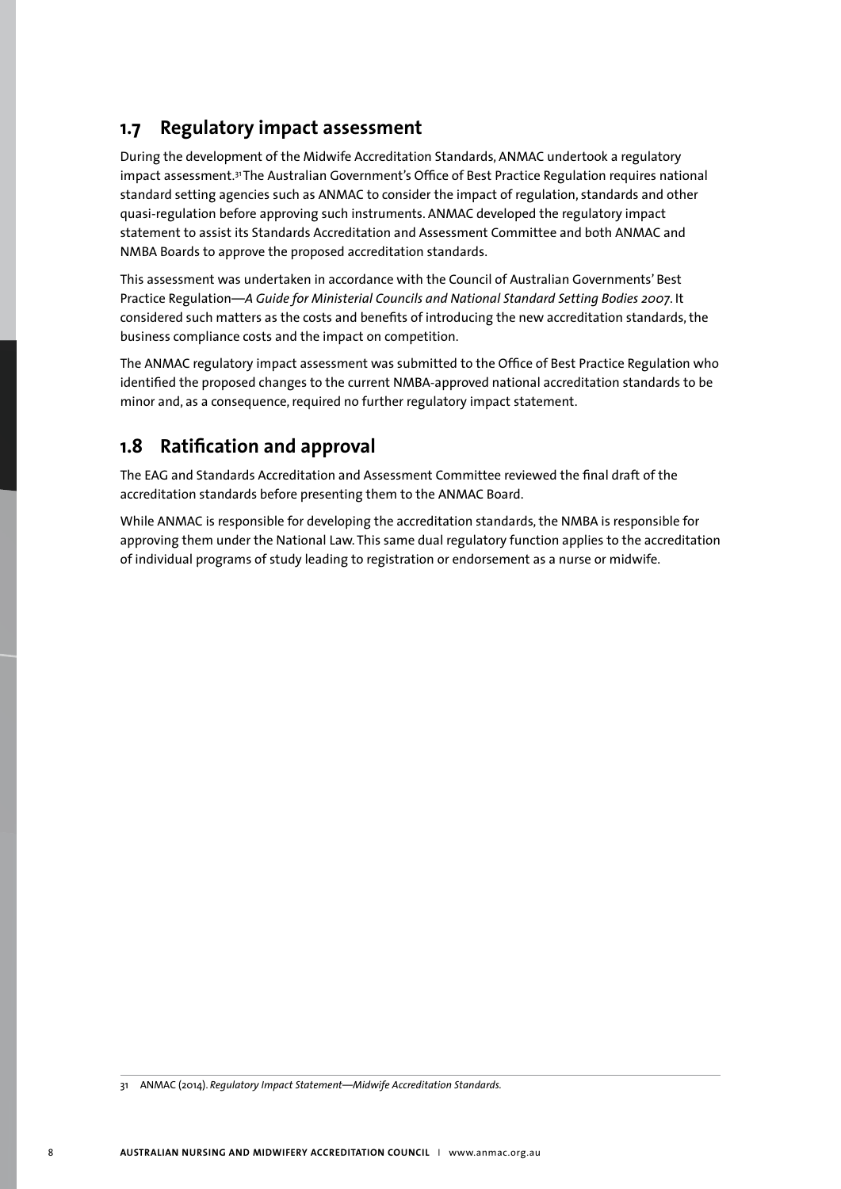## 1.7 Regulatory impact assessment

During the development of the Midwife Accreditation Standards, ANMAC undertook a regulatory impact assessment.[31] The Australian Government's Office of Best Practice Regulation requires national standard setting agencies such as ANMAC to consider the impact of regulation, standards and other quasi-regulation before approving such instruments. ANMAC developed the regulatory impact statement to assist its Standards Accreditation and Assessment Committee and both ANMAC and NMBA Boards to approve the proposed accreditation standards.

This assessment was undertaken in accordance with the Council of Australian Governments' Best Practice Regulation—*A Guide for Ministerial Councils and National Standard Setting Bodies 2007*. It considered such matters as the costs and benefits of introducing the new accreditation standards, the business compliance costs and the impact on competition.

The ANMAC regulatory impact assessment was submitted to the Office of Best Practice Regulation who identified the proposed changes to the current NMBA-approved national accreditation standards to be minor and, as a consequence, required no further regulatory impact statement.

## 1.8 Ratification and approval

The EAG and Standards Accreditation and Assessment Committee reviewed the final draft of the accreditation standards before presenting them to the ANMAC Board.

While ANMAC is responsible for developing the accreditation standards, the NMBA is responsible for approving them under the National Law. This same dual regulatory function applies to the accreditation of individual programs of study leading to registration or endorsement as a nurse or midwife.

---

31 ANMAC (2014). *Regulatory Impact Statement—Midwife Accreditation Standards.*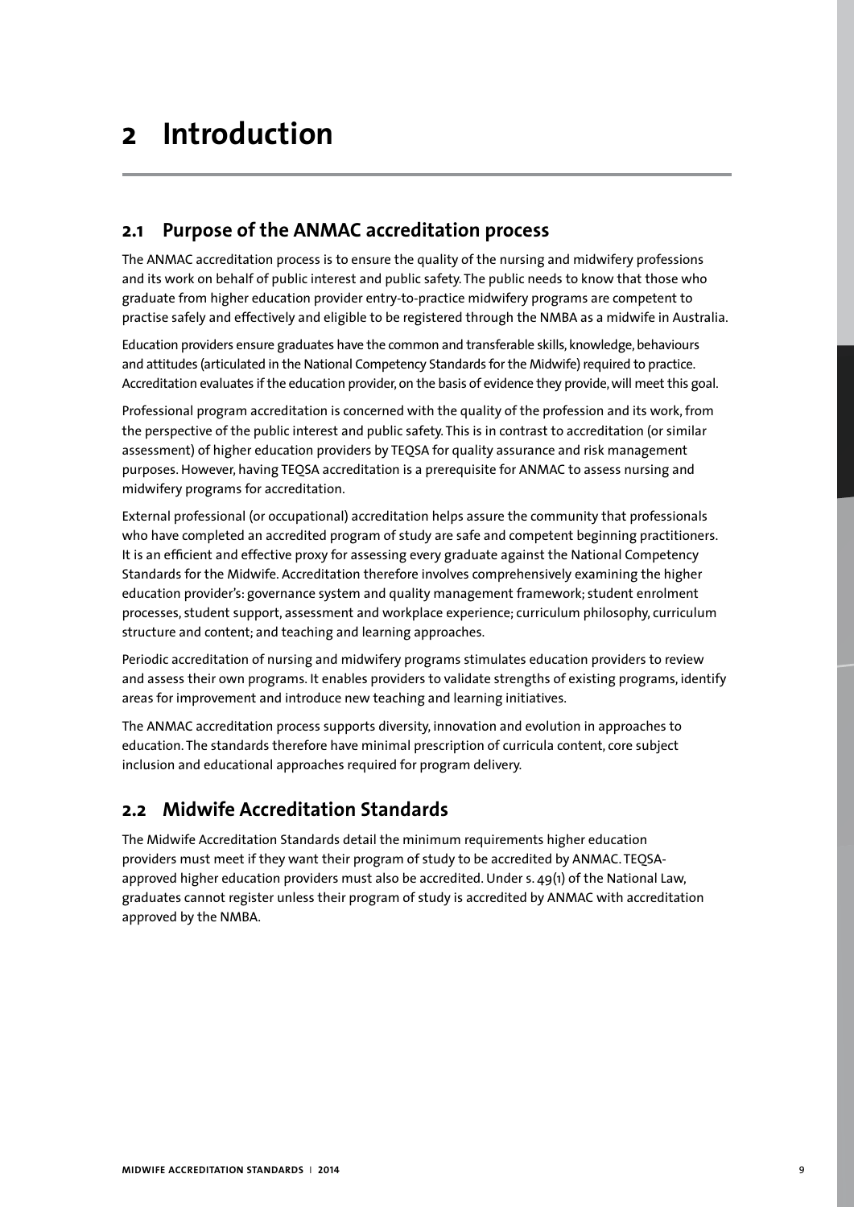# 2 Introduction

## 2.1 Purpose of the ANMAC accreditation process

The ANMAC accreditation process is to ensure the quality of the nursing and midwifery professions and its work on behalf of public interest and public safety. The public needs to know that those who graduate from higher education provider entry-to-practice midwifery programs are competent to practise safely and effectively and eligible to be registered through the NMBA as a midwife in Australia.

Education providers ensure graduates have the common and transferable skills, knowledge, behaviours and attitudes (articulated in the National Competency Standards for the Midwife) required to practice. Accreditation evaluates if the education provider, on the basis of evidence they provide, will meet this goal.

Professional program accreditation is concerned with the quality of the profession and its work, from the perspective of the public interest and public safety. This is in contrast to accreditation (or similar assessment) of higher education providers by TEQSA for quality assurance and risk management purposes. However, having TEQSA accreditation is a prerequisite for ANMAC to assess nursing and midwifery programs for accreditation.

External professional (or occupational) accreditation helps assure the community that professionals who have completed an accredited program of study are safe and competent beginning practitioners. It is an efficient and effective proxy for assessing every graduate against the National Competency Standards for the Midwife. Accreditation therefore involves comprehensively examining the higher education provider's: governance system and quality management framework; student enrolment processes, student support, assessment and workplace experience; curriculum philosophy, curriculum structure and content; and teaching and learning approaches.

Periodic accreditation of nursing and midwifery programs stimulates education providers to review and assess their own programs. It enables providers to validate strengths of existing programs, identify areas for improvement and introduce new teaching and learning initiatives.

The ANMAC accreditation process supports diversity, innovation and evolution in approaches to education. The standards therefore have minimal prescription of curricula content, core subject inclusion and educational approaches required for program delivery.

## 2.2 Midwife Accreditation Standards

The Midwife Accreditation Standards detail the minimum requirements higher education providers must meet if they want their program of study to be accredited by ANMAC. TEQSA-approved higher education providers must also be accredited. Under s. 49(1) of the National Law, graduates cannot register unless their program of study is accredited by ANMAC with accreditation approved by the NMBA.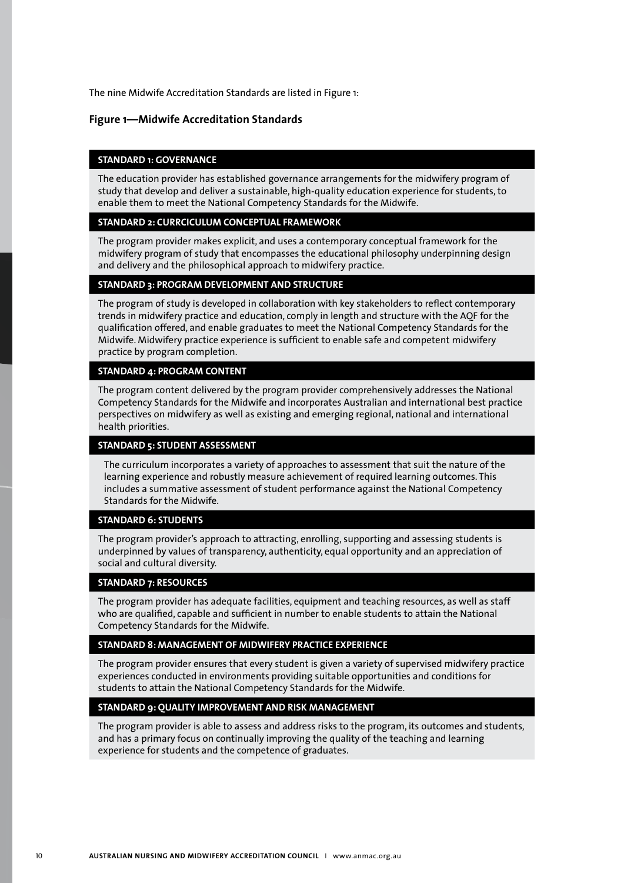The nine Midwife Accreditation Standards are listed in Figure 1:

**Figure 1—Midwife Accreditation Standards**

**STANDARD 1: GOVERNANCE**

The education provider has established governance arrangements for the midwifery program of study that develop and deliver a sustainable, high-quality education experience for students, to enable them to meet the National Competency Standards for the Midwife.

**STANDARD 2: CURRCICULUM CONCEPTUAL FRAMEWORK**

The program provider makes explicit, and uses a contemporary conceptual framework for the midwifery program of study that encompasses the educational philosophy underpinning design and delivery and the philosophical approach to midwifery practice.

**STANDARD 3: PROGRAM DEVELOPMENT AND STRUCTURE**

The program of study is developed in collaboration with key stakeholders to reflect contemporary trends in midwifery practice and education, comply in length and structure with the AQF for the qualification offered, and enable graduates to meet the National Competency Standards for the Midwife. Midwifery practice experience is sufficient to enable safe and competent midwifery practice by program completion.

**STANDARD 4: PROGRAM CONTENT**

The program content delivered by the program provider comprehensively addresses the National Competency Standards for the Midwife and incorporates Australian and international best practice perspectives on midwifery as well as existing and emerging regional, national and international health priorities.

**STANDARD 5: STUDENT ASSESSMENT**

The curriculum incorporates a variety of approaches to assessment that suit the nature of the learning experience and robustly measure achievement of required learning outcomes. This includes a summative assessment of student performance against the National Competency Standards for the Midwife.

**STANDARD 6: STUDENTS**

The program provider's approach to attracting, enrolling, supporting and assessing students is underpinned by values of transparency, authenticity, equal opportunity and an appreciation of social and cultural diversity.

**STANDARD 7: RESOURCES**

The program provider has adequate facilities, equipment and teaching resources, as well as staff who are qualified, capable and sufficient in number to enable students to attain the National Competency Standards for the Midwife.

**STANDARD 8: MANAGEMENT OF MIDWIFERY PRACTICE EXPERIENCE**

The program provider ensures that every student is given a variety of supervised midwifery practice experiences conducted in environments providing suitable opportunities and conditions for students to attain the National Competency Standards for the Midwife.

**STANDARD 9: QUALITY IMPROVEMENT AND RISK MANAGEMENT**

The program provider is able to assess and address risks to the program, its outcomes and students, and has a primary focus on continually improving the quality of the teaching and learning experience for students and the competence of graduates.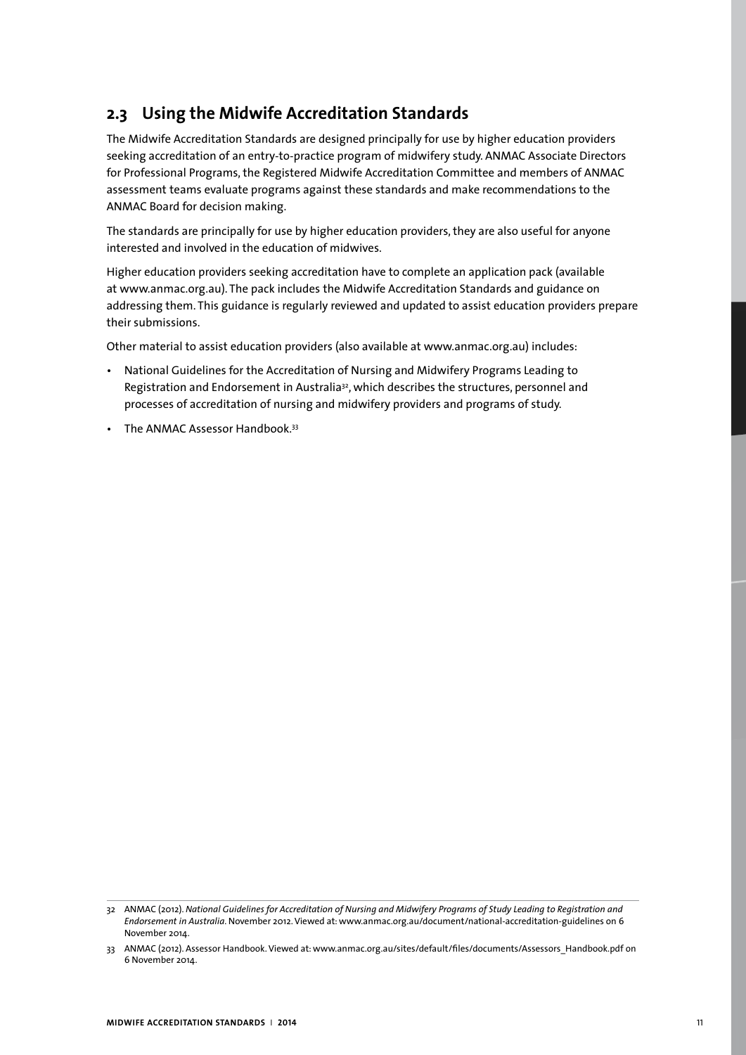## 2.3 Using the Midwife Accreditation Standards

The Midwife Accreditation Standards are designed principally for use by higher education providers seeking accreditation of an entry-to-practice program of midwifery study. ANMAC Associate Directors for Professional Programs, the Registered Midwife Accreditation Committee and members of ANMAC assessment teams evaluate programs against these standards and make recommendations to the ANMAC Board for decision making.

The standards are principally for use by higher education providers, they are also useful for anyone interested and involved in the education of midwives.

Higher education providers seeking accreditation have to complete an application pack (available at www.anmac.org.au). The pack includes the Midwife Accreditation Standards and guidance on addressing them. This guidance is regularly reviewed and updated to assist education providers prepare their submissions.

Other material to assist education providers (also available at www.anmac.org.au) includes:

- National Guidelines for the Accreditation of Nursing and Midwifery Programs Leading to Registration and Endorsement in Australia[32], which describes the structures, personnel and processes of accreditation of nursing and midwifery providers and programs of study.
- The ANMAC Assessor Handbook.[33]

---

32 ANMAC (2012). *National Guidelines for Accreditation of Nursing and Midwifery Programs of Study Leading to Registration and Endorsement in Australia*. November 2012. Viewed at: www.anmac.org.au/document/national-accreditation-guidelines on 6 November 2014.

33 ANMAC (2012). Assessor Handbook. Viewed at: www.anmac.org.au/sites/default/files/documents/Assessors_Handbook.pdf on 6 November 2014.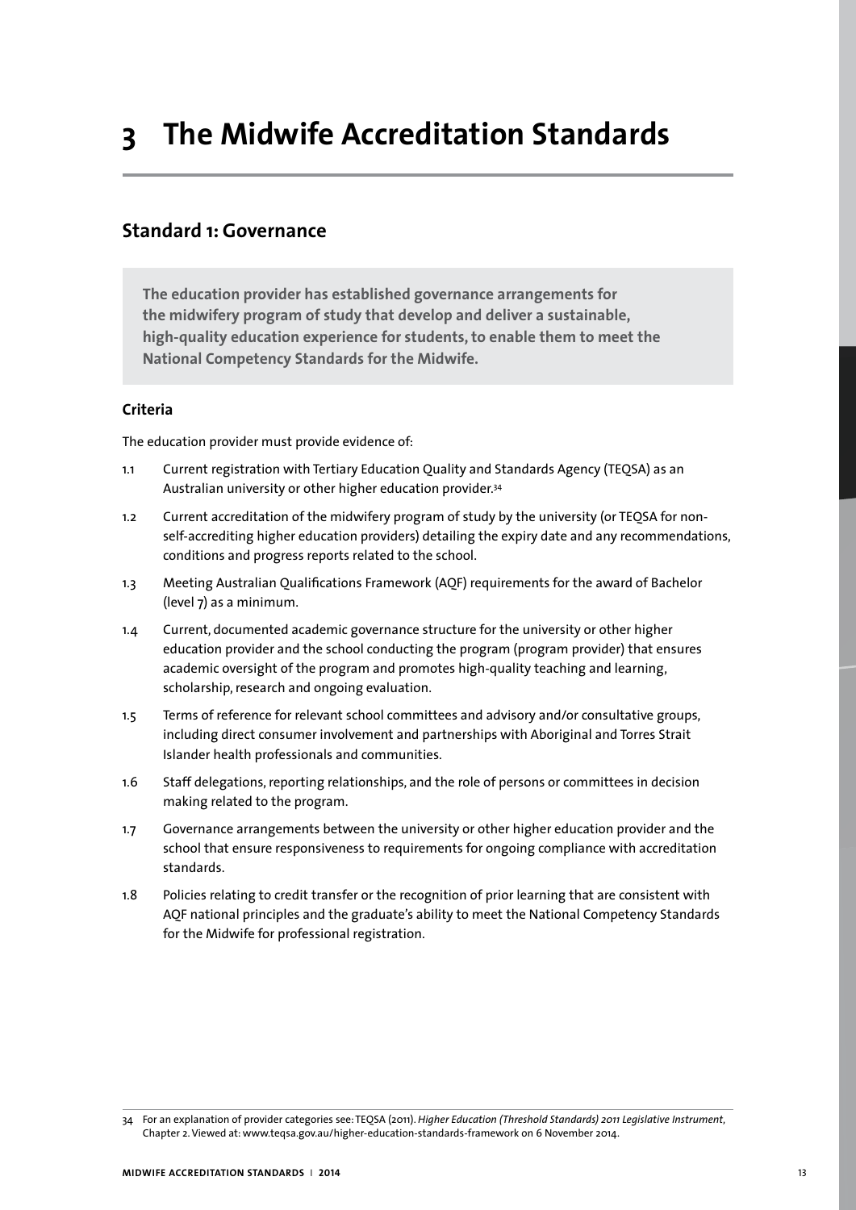# 3 The Midwife Accreditation Standards

## Standard 1: Governance

**The education provider has established governance arrangements for the midwifery program of study that develop and deliver a sustainable, high-quality education experience for students, to enable them to meet the National Competency Standards for the Midwife.**

### Criteria

The education provider must provide evidence of:

1.1 Current registration with Tertiary Education Quality and Standards Agency (TEQSA) as an Australian university or other higher education provider.[34]

1.2 Current accreditation of the midwifery program of study by the university (or TEQSA for non-self-accrediting higher education providers) detailing the expiry date and any recommendations, conditions and progress reports related to the school.

1.3 Meeting Australian Qualifications Framework (AQF) requirements for the award of Bachelor (level 7) as a minimum.

1.4 Current, documented academic governance structure for the university or other higher education provider and the school conducting the program (program provider) that ensures academic oversight of the program and promotes high-quality teaching and learning, scholarship, research and ongoing evaluation.

1.5 Terms of reference for relevant school committees and advisory and/or consultative groups, including direct consumer involvement and partnerships with Aboriginal and Torres Strait Islander health professionals and communities.

1.6 Staff delegations, reporting relationships, and the role of persons or committees in decision making related to the program.

1.7 Governance arrangements between the university or other higher education provider and the school that ensure responsiveness to requirements for ongoing compliance with accreditation standards.

1.8 Policies relating to credit transfer or the recognition of prior learning that are consistent with AQF national principles and the graduate's ability to meet the National Competency Standards for the Midwife for professional registration.

---

34 For an explanation of provider categories see: TEQSA (2011). *Higher Education (Threshold Standards) 2011 Legislative Instrument*, Chapter 2. Viewed at: www.teqsa.gov.au/higher-education-standards-framework on 6 November 2014.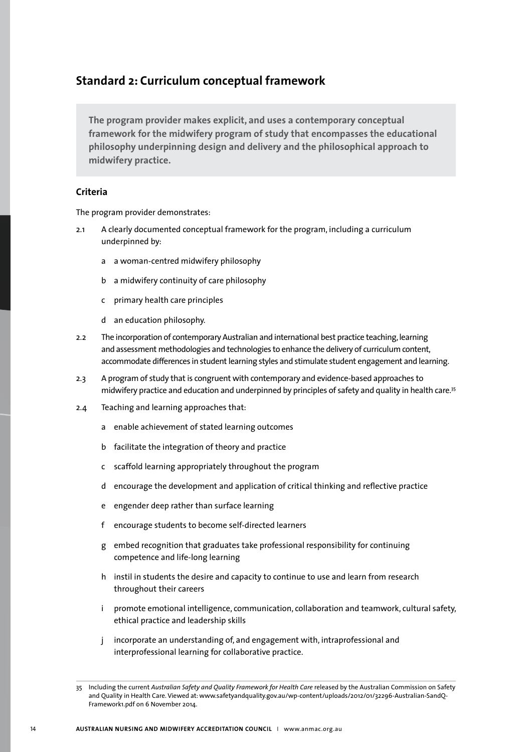## Standard 2: Curriculum conceptual framework

**The program provider makes explicit, and uses a contemporary conceptual framework for the midwifery program of study that encompasses the educational philosophy underpinning design and delivery and the philosophical approach to midwifery practice.**

### Criteria

The program provider demonstrates:

2.1 A clearly documented conceptual framework for the program, including a curriculum underpinned by:

- a a woman-centred midwifery philosophy
- b a midwifery continuity of care philosophy
- c primary health care principles
- d an education philosophy.

2.2 The incorporation of contemporary Australian and international best practice teaching, learning and assessment methodologies and technologies to enhance the delivery of curriculum content, accommodate differences in student learning styles and stimulate student engagement and learning.

2.3 A program of study that is congruent with contemporary and evidence-based approaches to midwifery practice and education and underpinned by principles of safety and quality in health care.[35]

2.4 Teaching and learning approaches that:

- a enable achievement of stated learning outcomes
- b facilitate the integration of theory and practice
- c scaffold learning appropriately throughout the program
- d encourage the development and application of critical thinking and reflective practice
- e engender deep rather than surface learning
- f encourage students to become self-directed learners
- g embed recognition that graduates take professional responsibility for continuing competence and life-long learning
- h instil in students the desire and capacity to continue to use and learn from research throughout their careers
- i promote emotional intelligence, communication, collaboration and teamwork, cultural safety, ethical practice and leadership skills
- j incorporate an understanding of, and engagement with, intraprofessional and interprofessional learning for collaborative practice.

---

35 Including the current *Australian Safety and Quality Framework for Health Care* released by the Australian Commission on Safety and Quality in Health Care. Viewed at: www.safetyandquality.gov.au/wp-content/uploads/2012/01/32296-Australian-SandQ-Framework1.pdf on 6 November 2014.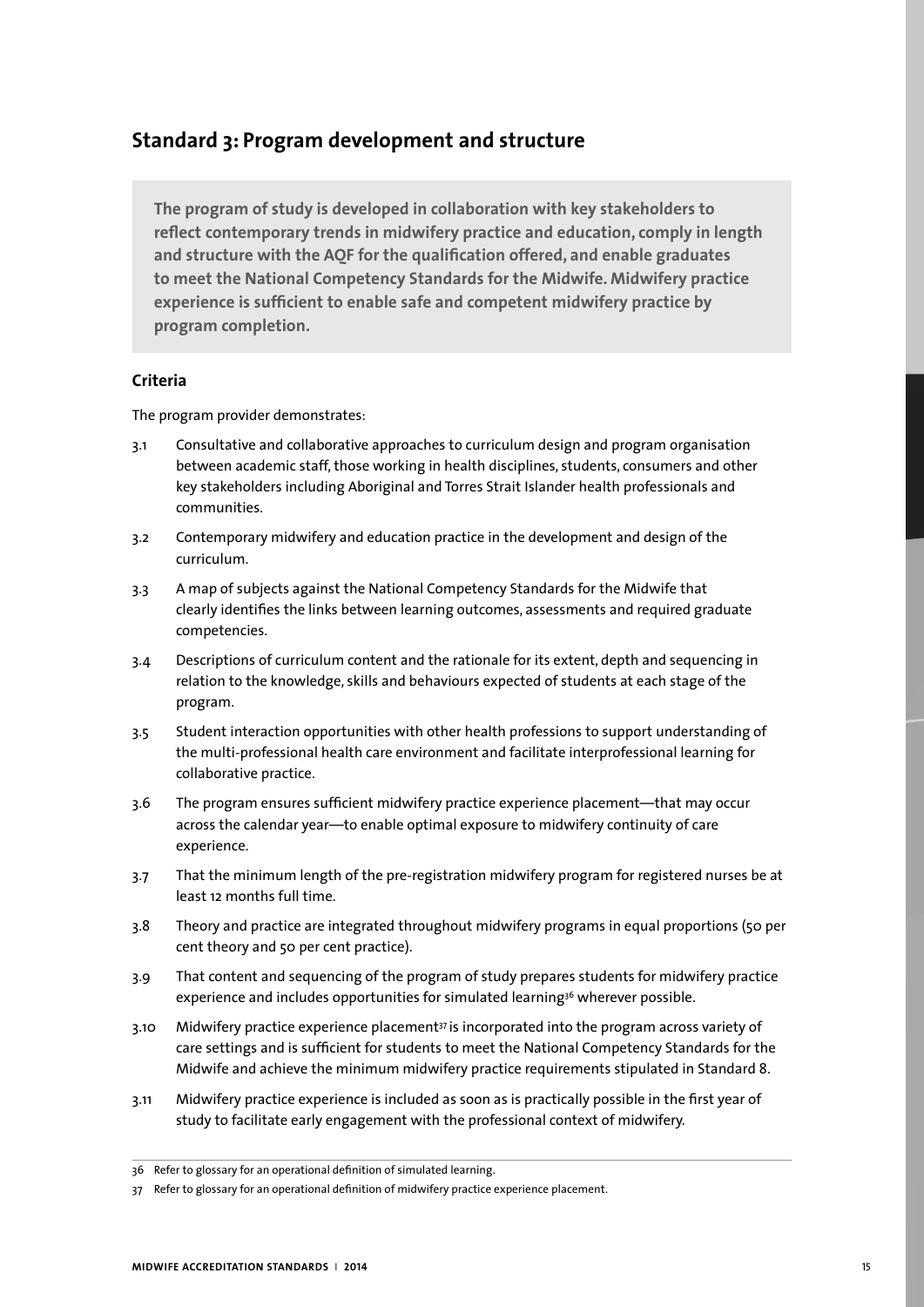## Standard 3: Program development and structure

**The program of study is developed in collaboration with key stakeholders to reflect contemporary trends in midwifery practice and education, comply in length and structure with the AQF for the qualification offered, and enable graduates to meet the National Competency Standards for the Midwife. Midwifery practice experience is sufficient to enable safe and competent midwifery practice by program completion.**

### Criteria

The program provider demonstrates:

3.1 Consultative and collaborative approaches to curriculum design and program organisation between academic staff, those working in health disciplines, students, consumers and other key stakeholders including Aboriginal and Torres Strait Islander health professionals and communities.

3.2 Contemporary midwifery and education practice in the development and design of the curriculum.

3.3 A map of subjects against the National Competency Standards for the Midwife that clearly identifies the links between learning outcomes, assessments and required graduate competencies.

3.4 Descriptions of curriculum content and the rationale for its extent, depth and sequencing in relation to the knowledge, skills and behaviours expected of students at each stage of the program.

3.5 Student interaction opportunities with other health professions to support understanding of the multi-professional health care environment and facilitate interprofessional learning for collaborative practice.

3.6 The program ensures sufficient midwifery practice experience placement—that may occur across the calendar year—to enable optimal exposure to midwifery continuity of care experience.

3.7 That the minimum length of the pre-registration midwifery program for registered nurses be at least 12 months full time.

3.8 Theory and practice are integrated throughout midwifery programs in equal proportions (50 per cent theory and 50 per cent practice).

3.9 That content and sequencing of the program of study prepares students for midwifery practice experience and includes opportunities for simulated learning[36] wherever possible.

3.10 Midwifery practice experience placement[37] is incorporated into the program across variety of care settings and is sufficient for students to meet the National Competency Standards for the Midwife and achieve the minimum midwifery practice requirements stipulated in Standard 8.

3.11 Midwifery practice experience is included as soon as is practically possible in the first year of study to facilitate early engagement with the professional context of midwifery.

---

36 Refer to glossary for an operational definition of simulated learning.

37 Refer to glossary for an operational definition of midwifery practice experience placement.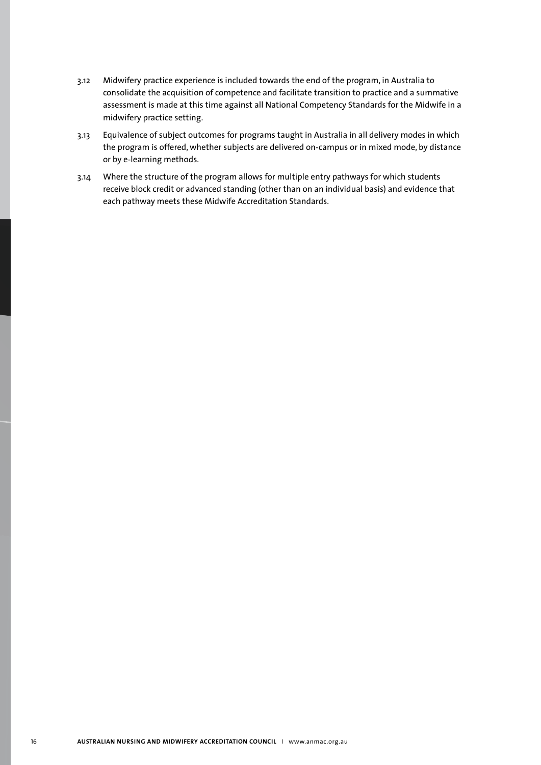3.12 Midwifery practice experience is included towards the end of the program, in Australia to consolidate the acquisition of competence and facilitate transition to practice and a summative assessment is made at this time against all National Competency Standards for the Midwife in a midwifery practice setting.

3.13 Equivalence of subject outcomes for programs taught in Australia in all delivery modes in which the program is offered, whether subjects are delivered on-campus or in mixed mode, by distance or by e-learning methods.

3.14 Where the structure of the program allows for multiple entry pathways for which students receive block credit or advanced standing (other than on an individual basis) and evidence that each pathway meets these Midwife Accreditation Standards.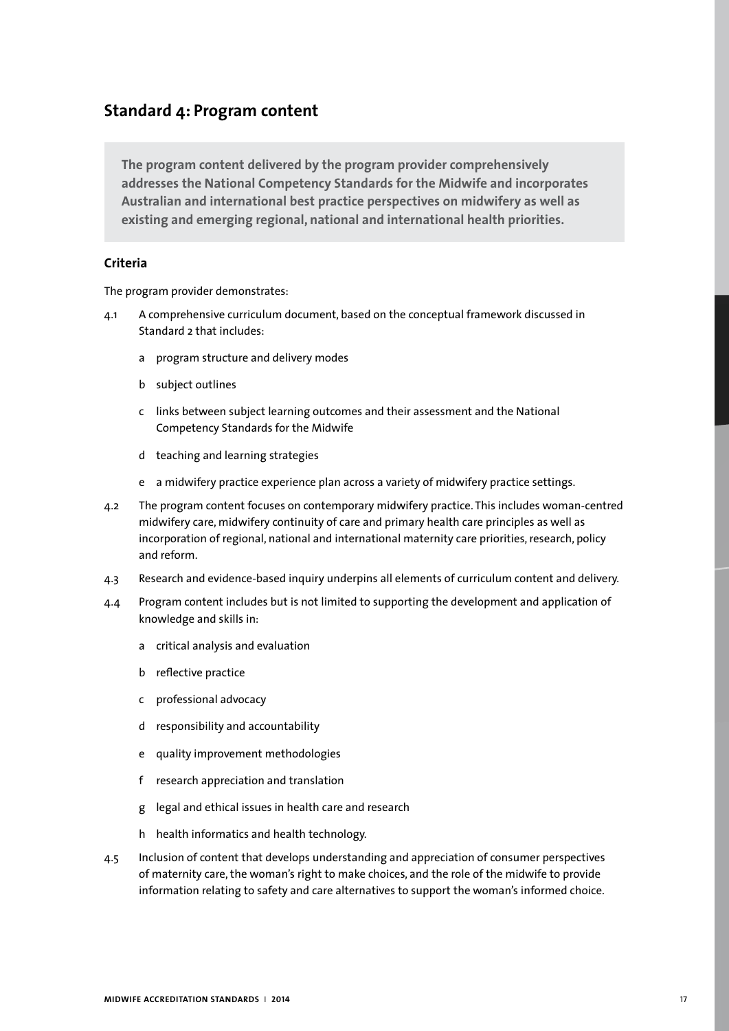## Standard 4: Program content

**The program content delivered by the program provider comprehensively addresses the National Competency Standards for the Midwife and incorporates Australian and international best practice perspectives on midwifery as well as existing and emerging regional, national and international health priorities.**

### Criteria

The program provider demonstrates:

4.1 A comprehensive curriculum document, based on the conceptual framework discussed in Standard 2 that includes:

- a program structure and delivery modes
- b subject outlines
- c links between subject learning outcomes and their assessment and the National Competency Standards for the Midwife
- d teaching and learning strategies
- e a midwifery practice experience plan across a variety of midwifery practice settings.

4.2 The program content focuses on contemporary midwifery practice. This includes woman-centred midwifery care, midwifery continuity of care and primary health care principles as well as incorporation of regional, national and international maternity care priorities, research, policy and reform.

4.3 Research and evidence-based inquiry underpins all elements of curriculum content and delivery.

4.4 Program content includes but is not limited to supporting the development and application of knowledge and skills in:

- a critical analysis and evaluation
- b reflective practice
- c professional advocacy
- d responsibility and accountability
- e quality improvement methodologies
- f research appreciation and translation
- g legal and ethical issues in health care and research
- h health informatics and health technology.

4.5 Inclusion of content that develops understanding and appreciation of consumer perspectives of maternity care, the woman's right to make choices, and the role of the midwife to provide information relating to safety and care alternatives to support the woman's informed choice.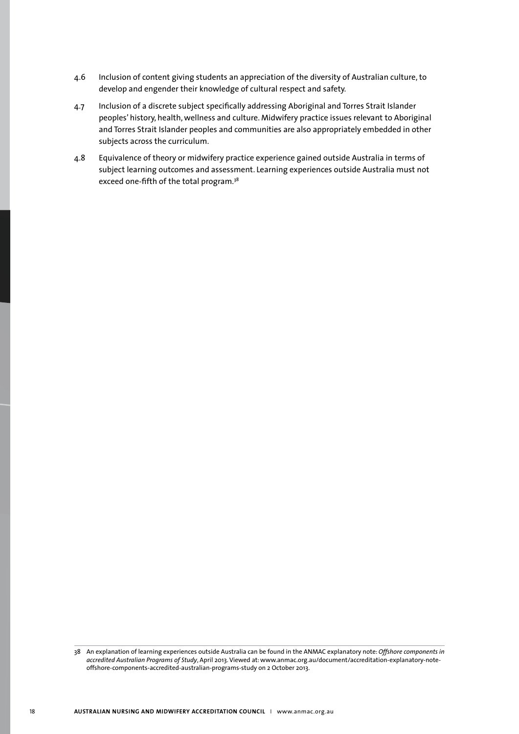4.6 Inclusion of content giving students an appreciation of the diversity of Australian culture, to develop and engender their knowledge of cultural respect and safety.

4.7 Inclusion of a discrete subject specifically addressing Aboriginal and Torres Strait Islander peoples' history, health, wellness and culture. Midwifery practice issues relevant to Aboriginal and Torres Strait Islander peoples and communities are also appropriately embedded in other subjects across the curriculum.

4.8 Equivalence of theory or midwifery practice experience gained outside Australia in terms of subject learning outcomes and assessment. Learning experiences outside Australia must not exceed one-fifth of the total program.[38]

---

38 An explanation of learning experiences outside Australia can be found in the ANMAC explanatory note: *Offshore components in accredited Australian Programs of Study*, April 2013. Viewed at: www.anmac.org.au/document/accreditation-explanatory-note-offshore-components-accredited-australian-programs-study on 2 October 2013.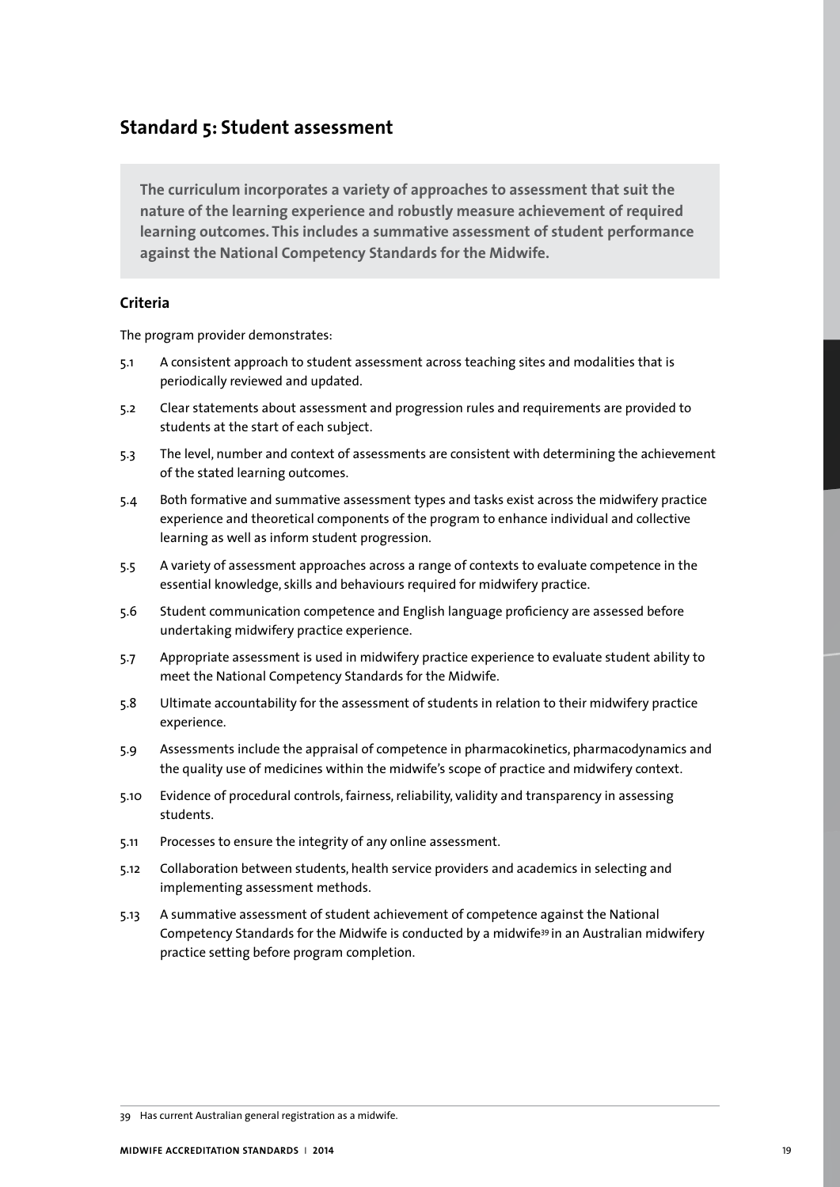## Standard 5: Student assessment

**The curriculum incorporates a variety of approaches to assessment that suit the nature of the learning experience and robustly measure achievement of required learning outcomes. This includes a summative assessment of student performance against the National Competency Standards for the Midwife.**

### Criteria

The program provider demonstrates:

5.1 A consistent approach to student assessment across teaching sites and modalities that is periodically reviewed and updated.

5.2 Clear statements about assessment and progression rules and requirements are provided to students at the start of each subject.

5.3 The level, number and context of assessments are consistent with determining the achievement of the stated learning outcomes.

5.4 Both formative and summative assessment types and tasks exist across the midwifery practice experience and theoretical components of the program to enhance individual and collective learning as well as inform student progression.

5.5 A variety of assessment approaches across a range of contexts to evaluate competence in the essential knowledge, skills and behaviours required for midwifery practice.

5.6 Student communication competence and English language proficiency are assessed before undertaking midwifery practice experience.

5.7 Appropriate assessment is used in midwifery practice experience to evaluate student ability to meet the National Competency Standards for the Midwife.

5.8 Ultimate accountability for the assessment of students in relation to their midwifery practice experience.

5.9 Assessments include the appraisal of competence in pharmacokinetics, pharmacodynamics and the quality use of medicines within the midwife's scope of practice and midwifery context.

5.10 Evidence of procedural controls, fairness, reliability, validity and transparency in assessing students.

5.11 Processes to ensure the integrity of any online assessment.

5.12 Collaboration between students, health service providers and academics in selecting and implementing assessment methods.

5.13 A summative assessment of student achievement of competence against the National Competency Standards for the Midwife is conducted by a midwife[39] in an Australian midwifery practice setting before program completion.

---

39 Has current Australian general registration as a midwife.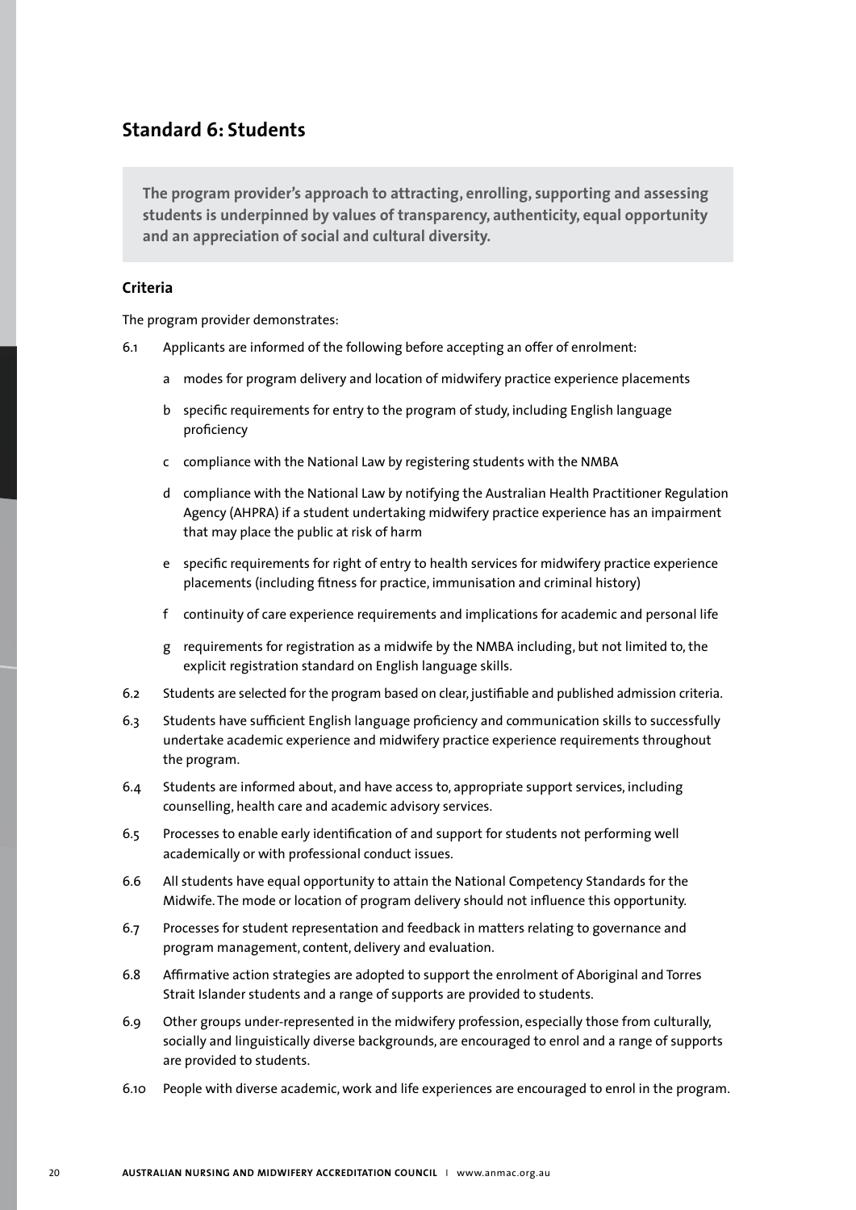## Standard 6: Students

**The program provider's approach to attracting, enrolling, supporting and assessing students is underpinned by values of transparency, authenticity, equal opportunity and an appreciation of social and cultural diversity.**

### Criteria

The program provider demonstrates:

6.1 Applicants are informed of the following before accepting an offer of enrolment:

- a modes for program delivery and location of midwifery practice experience placements
- b specific requirements for entry to the program of study, including English language proficiency
- c compliance with the National Law by registering students with the NMBA
- d compliance with the National Law by notifying the Australian Health Practitioner Regulation Agency (AHPRA) if a student undertaking midwifery practice experience has an impairment that may place the public at risk of harm
- e specific requirements for right of entry to health services for midwifery practice experience placements (including fitness for practice, immunisation and criminal history)
- f continuity of care experience requirements and implications for academic and personal life
- g requirements for registration as a midwife by the NMBA including, but not limited to, the explicit registration standard on English language skills.

6.2 Students are selected for the program based on clear, justifiable and published admission criteria.

6.3 Students have sufficient English language proficiency and communication skills to successfully undertake academic experience and midwifery practice experience requirements throughout the program.

6.4 Students are informed about, and have access to, appropriate support services, including counselling, health care and academic advisory services.

6.5 Processes to enable early identification of and support for students not performing well academically or with professional conduct issues.

6.6 All students have equal opportunity to attain the National Competency Standards for the Midwife. The mode or location of program delivery should not influence this opportunity.

6.7 Processes for student representation and feedback in matters relating to governance and program management, content, delivery and evaluation.

6.8 Affirmative action strategies are adopted to support the enrolment of Aboriginal and Torres Strait Islander students and a range of supports are provided to students.

6.9 Other groups under-represented in the midwifery profession, especially those from culturally, socially and linguistically diverse backgrounds, are encouraged to enrol and a range of supports are provided to students.

6.10 People with diverse academic, work and life experiences are encouraged to enrol in the program.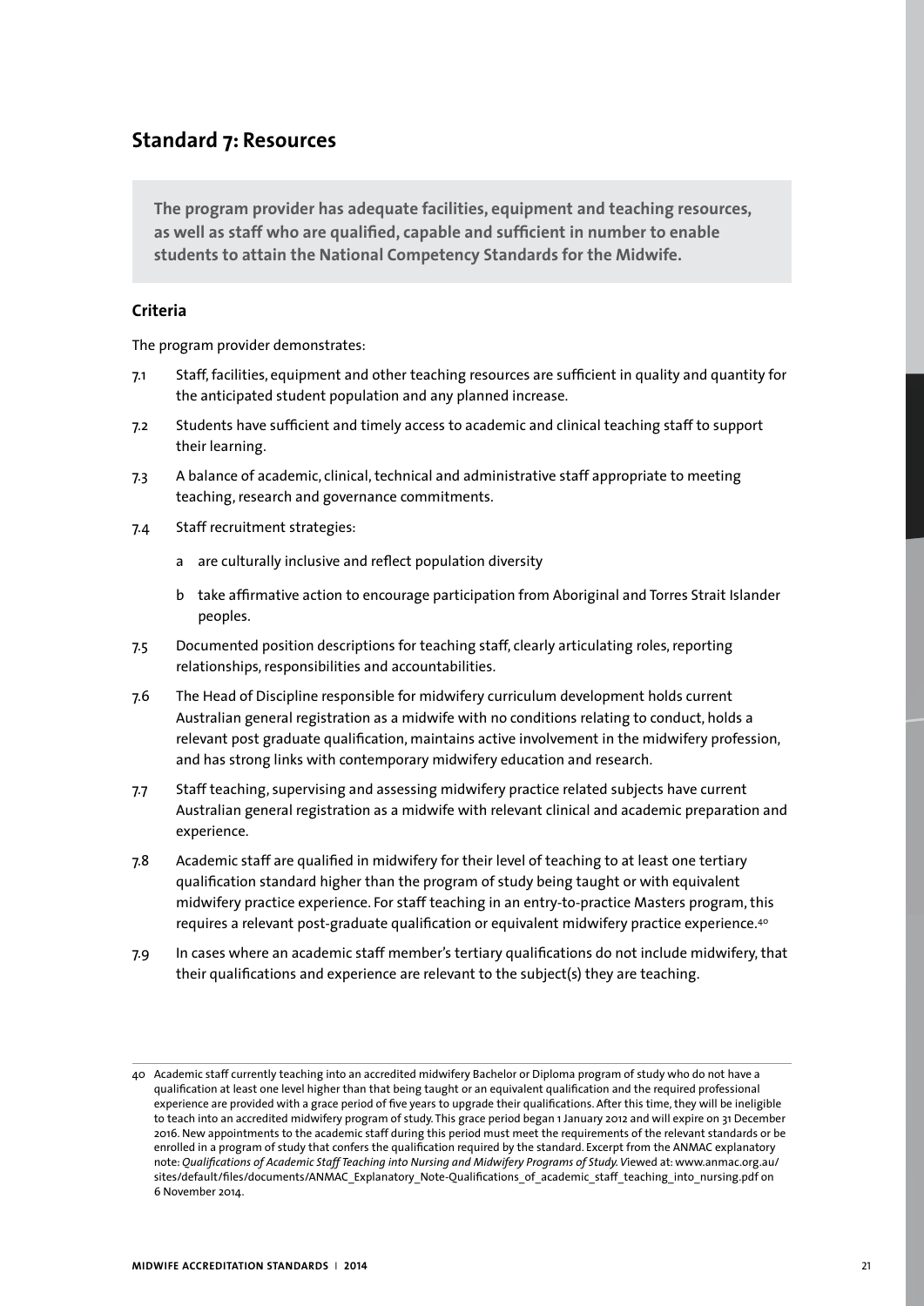## Standard 7: Resources

**The program provider has adequate facilities, equipment and teaching resources, as well as staff who are qualified, capable and sufficient in number to enable students to attain the National Competency Standards for the Midwife.**

### Criteria

The program provider demonstrates:

7.1 Staff, facilities, equipment and other teaching resources are sufficient in quality and quantity for the anticipated student population and any planned increase.

7.2 Students have sufficient and timely access to academic and clinical teaching staff to support their learning.

7.3 A balance of academic, clinical, technical and administrative staff appropriate to meeting teaching, research and governance commitments.

7.4 Staff recruitment strategies:

- a are culturally inclusive and reflect population diversity
- b take affirmative action to encourage participation from Aboriginal and Torres Strait Islander peoples.

7.5 Documented position descriptions for teaching staff, clearly articulating roles, reporting relationships, responsibilities and accountabilities.

7.6 The Head of Discipline responsible for midwifery curriculum development holds current Australian general registration as a midwife with no conditions relating to conduct, holds a relevant post graduate qualification, maintains active involvement in the midwifery profession, and has strong links with contemporary midwifery education and research.

7.7 Staff teaching, supervising and assessing midwifery practice related subjects have current Australian general registration as a midwife with relevant clinical and academic preparation and experience.

7.8 Academic staff are qualified in midwifery for their level of teaching to at least one tertiary qualification standard higher than the program of study being taught or with equivalent midwifery practice experience. For staff teaching in an entry-to-practice Masters program, this requires a relevant post-graduate qualification or equivalent midwifery practice experience.[40]

7.9 In cases where an academic staff member's tertiary qualifications do not include midwifery, that their qualifications and experience are relevant to the subject(s) they are teaching.

---

40 Academic staff currently teaching into an accredited midwifery Bachelor or Diploma program of study who do not have a qualification at least one level higher than that being taught or an equivalent qualification and the required professional experience are provided with a grace period of five years to upgrade their qualifications. After this time, they will be ineligible to teach into an accredited midwifery program of study. This grace period began 1 January 2012 and will expire on 31 December 2016. New appointments to the academic staff during this period must meet the requirements of the relevant standards or be enrolled in a program of study that confers the qualification required by the standard. Excerpt from the ANMAC explanatory note: *Qualifications of Academic Staff Teaching into Nursing and Midwifery Programs of Study.* Viewed at: www.anmac.org.au/sites/default/files/documents/ANMAC_Explanatory_Note-Qualifications_of_academic_staff_teaching_into_nursing.pdf on 6 November 2014.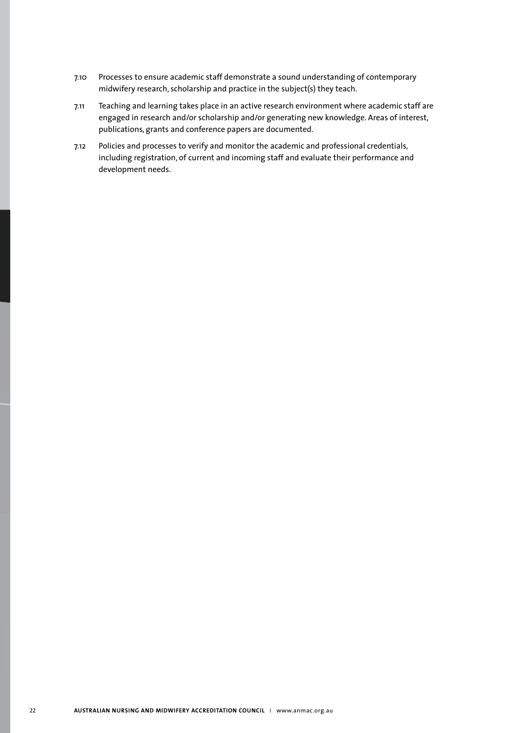7.10 Processes to ensure academic staff demonstrate a sound understanding of contemporary midwifery research, scholarship and practice in the subject(s) they teach.

7.11 Teaching and learning takes place in an active research environment where academic staff are engaged in research and/or scholarship and/or generating new knowledge. Areas of interest, publications, grants and conference papers are documented.

7.12 Policies and processes to verify and monitor the academic and professional credentials, including registration, of current and incoming staff and evaluate their performance and development needs.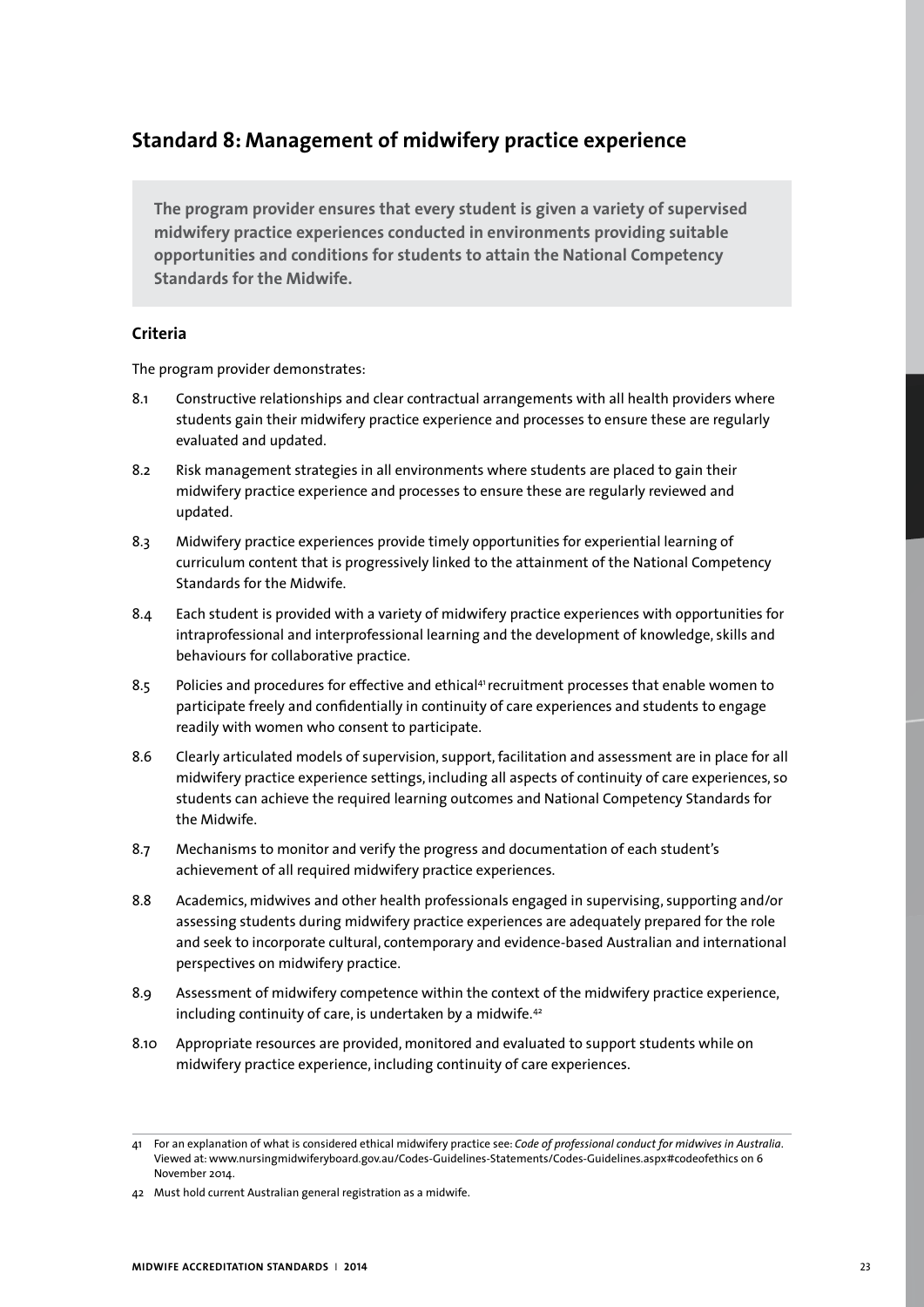## Standard 8: Management of midwifery practice experience

**The program provider ensures that every student is given a variety of supervised midwifery practice experiences conducted in environments providing suitable opportunities and conditions for students to attain the National Competency Standards for the Midwife.**

### Criteria

The program provider demonstrates:

8.1 Constructive relationships and clear contractual arrangements with all health providers where students gain their midwifery practice experience and processes to ensure these are regularly evaluated and updated.

8.2 Risk management strategies in all environments where students are placed to gain their midwifery practice experience and processes to ensure these are regularly reviewed and updated.

8.3 Midwifery practice experiences provide timely opportunities for experiential learning of curriculum content that is progressively linked to the attainment of the National Competency Standards for the Midwife.

8.4 Each student is provided with a variety of midwifery practice experiences with opportunities for intraprofessional and interprofessional learning and the development of knowledge, skills and behaviours for collaborative practice.

8.5 Policies and procedures for effective and ethical[41] recruitment processes that enable women to participate freely and confidentially in continuity of care experiences and students to engage readily with women who consent to participate.

8.6 Clearly articulated models of supervision, support, facilitation and assessment are in place for all midwifery practice experience settings, including all aspects of continuity of care experiences, so students can achieve the required learning outcomes and National Competency Standards for the Midwife.

8.7 Mechanisms to monitor and verify the progress and documentation of each student's achievement of all required midwifery practice experiences.

8.8 Academics, midwives and other health professionals engaged in supervising, supporting and/or assessing students during midwifery practice experiences are adequately prepared for the role and seek to incorporate cultural, contemporary and evidence-based Australian and international perspectives on midwifery practice.

8.9 Assessment of midwifery competence within the context of the midwifery practice experience, including continuity of care, is undertaken by a midwife.[42]

8.10 Appropriate resources are provided, monitored and evaluated to support students while on midwifery practice experience, including continuity of care experiences.

---

41 For an explanation of what is considered ethical midwifery practice see: *Code of professional conduct for midwives in Australia*. Viewed at: www.nursingmidwiferyboard.gov.au/Codes-Guidelines-Statements/Codes-Guidelines.aspx#codeofethics on 6 November 2014.

42 Must hold current Australian general registration as a midwife.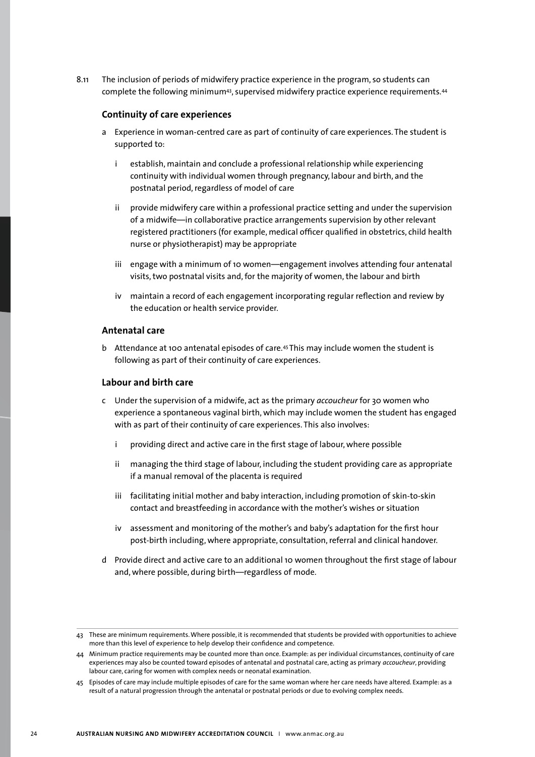8.11 The inclusion of periods of midwifery practice experience in the program, so students can complete the following minimum[43], supervised midwifery practice experience requirements.[44]

### Continuity of care experiences

a Experience in woman-centred care as part of continuity of care experiences. The student is supported to:

   i establish, maintain and conclude a professional relationship while experiencing continuity with individual women through pregnancy, labour and birth, and the postnatal period, regardless of model of care

   ii provide midwifery care within a professional practice setting and under the supervision of a midwife—in collaborative practice arrangements supervision by other relevant registered practitioners (for example, medical officer qualified in obstetrics, child health nurse or physiotherapist) may be appropriate

   iii engage with a minimum of 10 women—engagement involves attending four antenatal visits, two postnatal visits and, for the majority of women, the labour and birth

   iv maintain a record of each engagement incorporating regular reflection and review by the education or health service provider.

### Antenatal care

b Attendance at 100 antenatal episodes of care.[45] This may include women the student is following as part of their continuity of care experiences.

### Labour and birth care

c Under the supervision of a midwife, act as the primary *accoucheur* for 30 women who experience a spontaneous vaginal birth, which may include women the student has engaged with as part of their continuity of care experiences. This also involves:

   i providing direct and active care in the first stage of labour, where possible

   ii managing the third stage of labour, including the student providing care as appropriate if a manual removal of the placenta is required

   iii facilitating initial mother and baby interaction, including promotion of skin-to-skin contact and breastfeeding in accordance with the mother's wishes or situation

   iv assessment and monitoring of the mother's and baby's adaptation for the first hour post-birth including, where appropriate, consultation, referral and clinical handover.

d Provide direct and active care to an additional 10 women throughout the first stage of labour and, where possible, during birth—regardless of mode.

---

43 These are minimum requirements. Where possible, it is recommended that students be provided with opportunities to achieve more than this level of experience to help develop their confidence and competence.

44 Minimum practice requirements may be counted more than once. Example: as per individual circumstances, continuity of care experiences may also be counted toward episodes of antenatal and postnatal care, acting as primary *accoucheur*, providing labour care, caring for women with complex needs or neonatal examination.

45 Episodes of care may include multiple episodes of care for the same woman where her care needs have altered. Example: as a result of a natural progression through the antenatal or postnatal periods or due to evolving complex needs.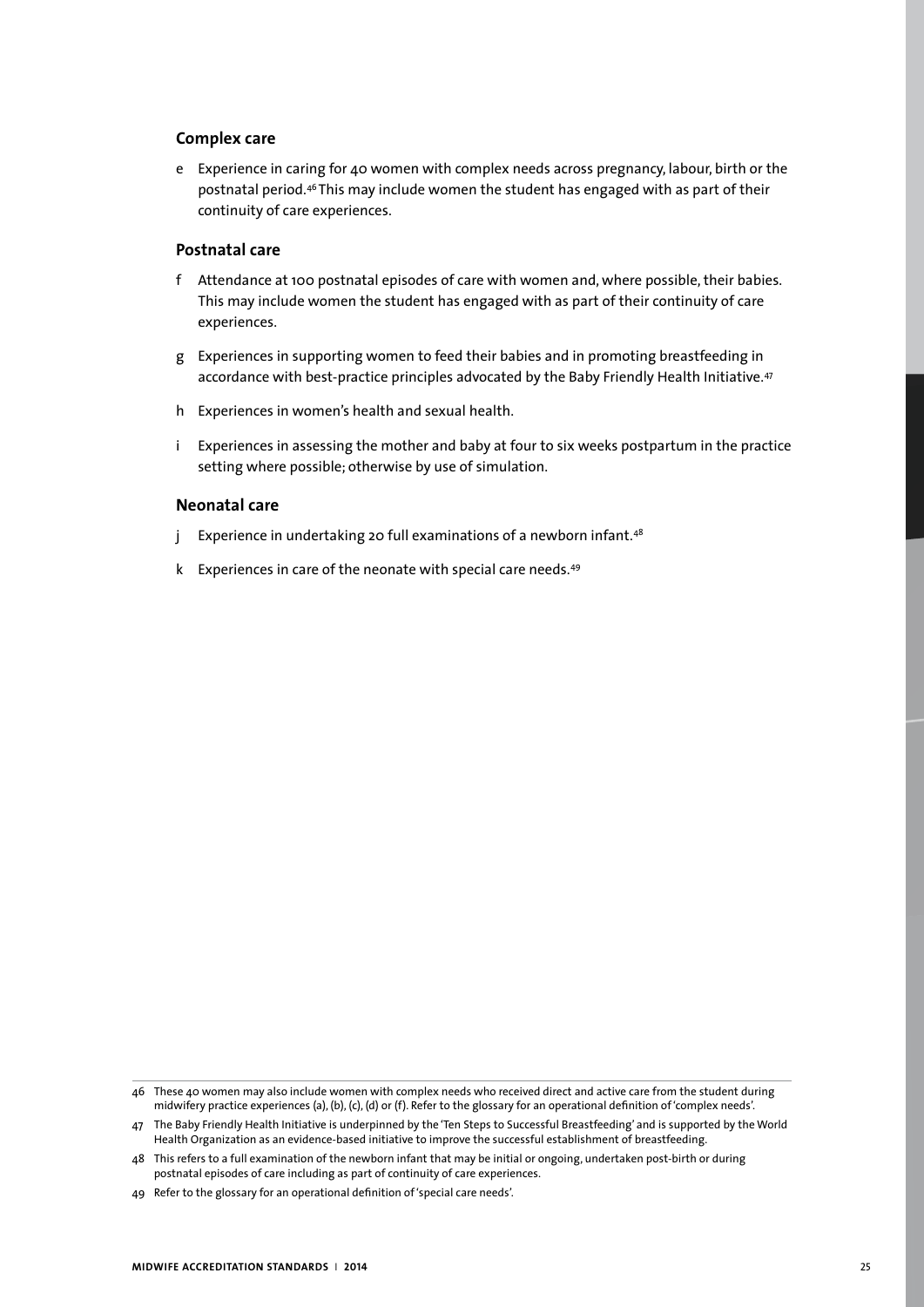### Complex care

e Experience in caring for 40 women with complex needs across pregnancy, labour, birth or the postnatal period.[46] This may include women the student has engaged with as part of their continuity of care experiences.

### Postnatal care

f Attendance at 100 postnatal episodes of care with women and, where possible, their babies. This may include women the student has engaged with as part of their continuity of care experiences.

g Experiences in supporting women to feed their babies and in promoting breastfeeding in accordance with best-practice principles advocated by the Baby Friendly Health Initiative.[47]

h Experiences in women's health and sexual health.

i Experiences in assessing the mother and baby at four to six weeks postpartum in the practice setting where possible; otherwise by use of simulation.

### Neonatal care

j Experience in undertaking 20 full examinations of a newborn infant.[48]

k Experiences in care of the neonate with special care needs.[49]

---

46 These 40 women may also include women with complex needs who received direct and active care from the student during midwifery practice experiences (a), (b), (c), (d) or (f). Refer to the glossary for an operational definition of 'complex needs'.

47 The Baby Friendly Health Initiative is underpinned by the 'Ten Steps to Successful Breastfeeding' and is supported by the World Health Organization as an evidence-based initiative to improve the successful establishment of breastfeeding.

48 This refers to a full examination of the newborn infant that may be initial or ongoing, undertaken post-birth or during postnatal episodes of care including as part of continuity of care experiences.

49 Refer to the glossary for an operational definition of 'special care needs'.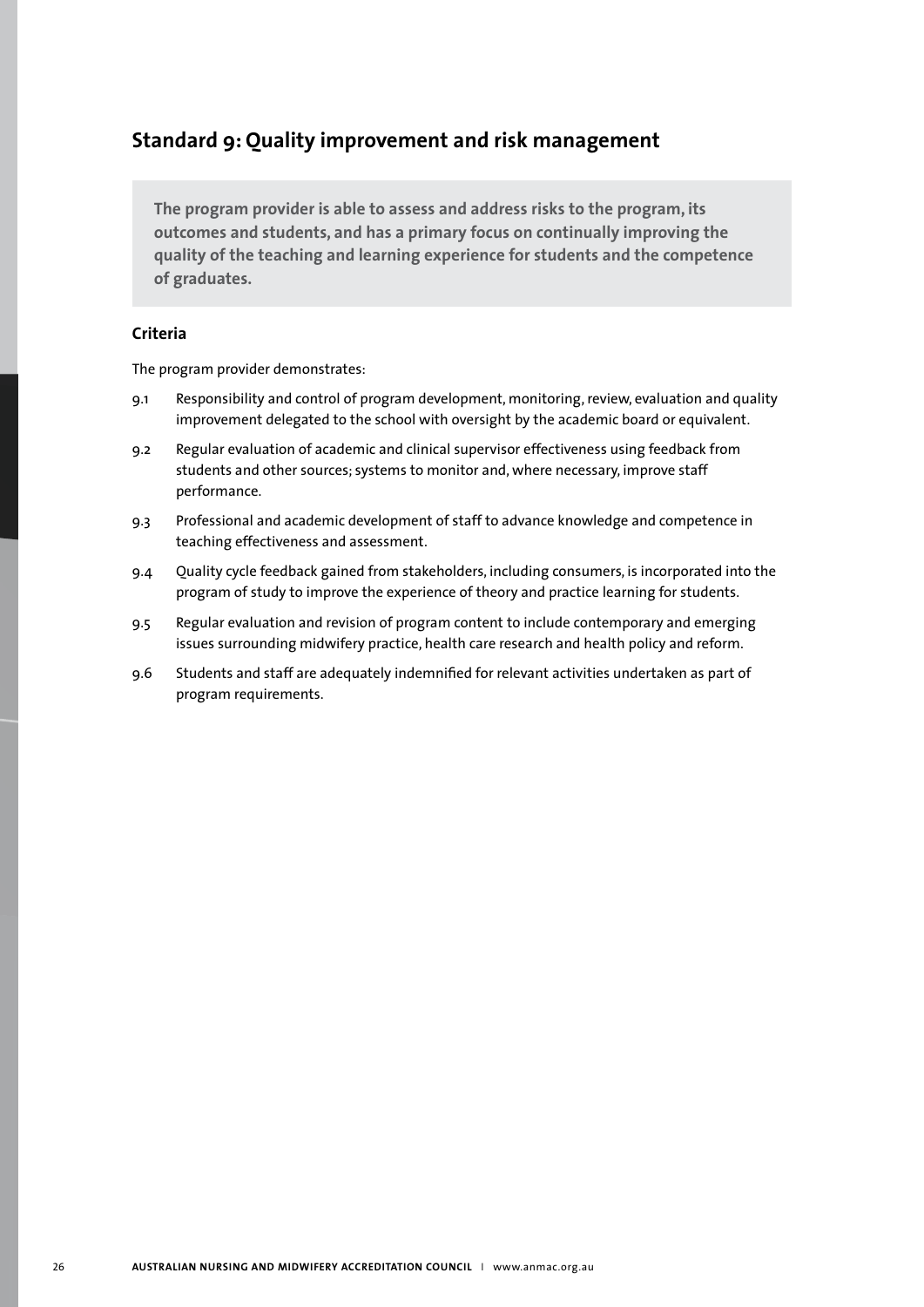## Standard 9: Quality improvement and risk management

**The program provider is able to assess and address risks to the program, its outcomes and students, and has a primary focus on continually improving the quality of the teaching and learning experience for students and the competence of graduates.**

### Criteria

The program provider demonstrates:

9.1 Responsibility and control of program development, monitoring, review, evaluation and quality improvement delegated to the school with oversight by the academic board or equivalent.

9.2 Regular evaluation of academic and clinical supervisor effectiveness using feedback from students and other sources; systems to monitor and, where necessary, improve staff performance.

9.3 Professional and academic development of staff to advance knowledge and competence in teaching effectiveness and assessment.

9.4 Quality cycle feedback gained from stakeholders, including consumers, is incorporated into the program of study to improve the experience of theory and practice learning for students.

9.5 Regular evaluation and revision of program content to include contemporary and emerging issues surrounding midwifery practice, health care research and health policy and reform.

9.6 Students and staff are adequately indemnified for relevant activities undertaken as part of program requirements.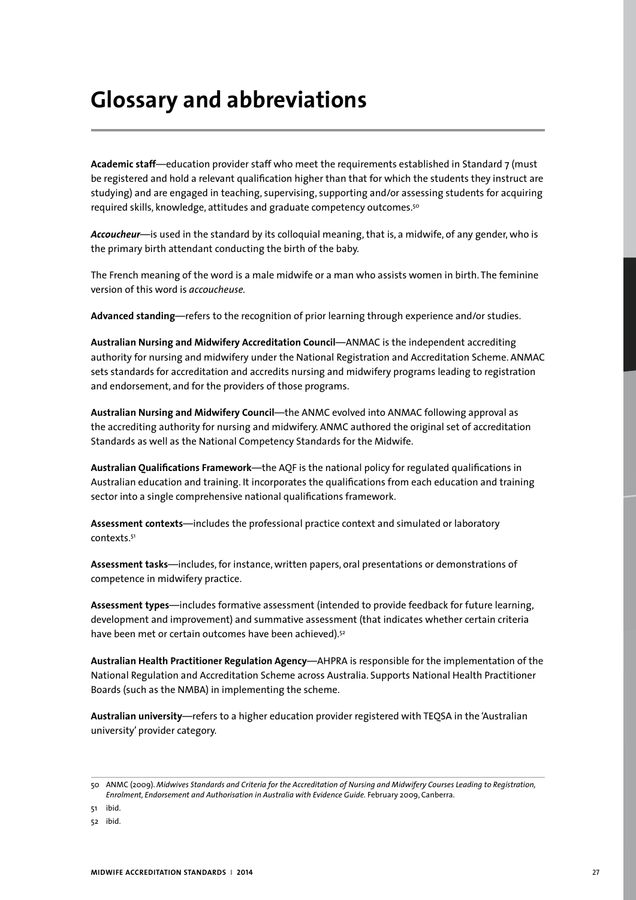# Glossary and abbreviations

**Academic staff**—education provider staff who meet the requirements established in Standard 7 (must be registered and hold a relevant qualification higher than that for which the students they instruct are studying) and are engaged in teaching, supervising, supporting and/or assessing students for acquiring required skills, knowledge, attitudes and graduate competency outcomes.[50]

***Accoucheur***—is used in the standard by its colloquial meaning, that is, a midwife, of any gender, who is the primary birth attendant conducting the birth of the baby.

The French meaning of the word is a male midwife or a man who assists women in birth. The feminine version of this word is *accoucheuse*.

**Advanced standing**—refers to the recognition of prior learning through experience and/or studies.

**Australian Nursing and Midwifery Accreditation Council**—ANMAC is the independent accrediting authority for nursing and midwifery under the National Registration and Accreditation Scheme. ANMAC sets standards for accreditation and accredits nursing and midwifery programs leading to registration and endorsement, and for the providers of those programs.

**Australian Nursing and Midwifery Council**—the ANMC evolved into ANMAC following approval as the accrediting authority for nursing and midwifery. ANMC authored the original set of accreditation Standards as well as the National Competency Standards for the Midwife.

**Australian Qualifications Framework**—the AQF is the national policy for regulated qualifications in Australian education and training. It incorporates the qualifications from each education and training sector into a single comprehensive national qualifications framework.

**Assessment contexts**—includes the professional practice context and simulated or laboratory contexts.[51]

**Assessment tasks**—includes, for instance, written papers, oral presentations or demonstrations of competence in midwifery practice.

**Assessment types**—includes formative assessment (intended to provide feedback for future learning, development and improvement) and summative assessment (that indicates whether certain criteria have been met or certain outcomes have been achieved).[52]

**Australian Health Practitioner Regulation Agency**—AHPRA is responsible for the implementation of the National Regulation and Accreditation Scheme across Australia. Supports National Health Practitioner Boards (such as the NMBA) in implementing the scheme.

**Australian university**—refers to a higher education provider registered with TEQSA in the 'Australian university' provider category.

---

50 ANMC (2009). *Midwives Standards and Criteria for the Accreditation of Nursing and Midwifery Courses Leading to Registration, Enrolment, Endorsement and Authorisation in Australia with Evidence Guide.* February 2009, Canberra.

51 ibid.

52 ibid.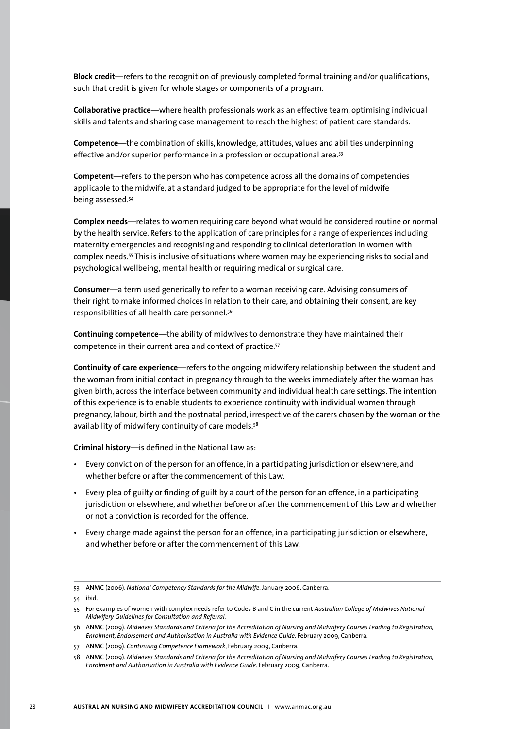**Block credit**—refers to the recognition of previously completed formal training and/or qualifications, such that credit is given for whole stages or components of a program.

**Collaborative practice**—where health professionals work as an effective team, optimising individual skills and talents and sharing case management to reach the highest of patient care standards.

**Competence**—the combination of skills, knowledge, attitudes, values and abilities underpinning effective and/or superior performance in a profession or occupational area.[53]

**Competent**—refers to the person who has competence across all the domains of competencies applicable to the midwife, at a standard judged to be appropriate for the level of midwife being assessed.[54]

**Complex needs**—relates to women requiring care beyond what would be considered routine or normal by the health service. Refers to the application of care principles for a range of experiences including maternity emergencies and recognising and responding to clinical deterioration in women with complex needs.[55] This is inclusive of situations where women may be experiencing risks to social and psychological wellbeing, mental health or requiring medical or surgical care.

**Consumer**—a term used generically to refer to a woman receiving care. Advising consumers of their right to make informed choices in relation to their care, and obtaining their consent, are key responsibilities of all health care personnel.[56]

**Continuing competence**—the ability of midwives to demonstrate they have maintained their competence in their current area and context of practice.[57]

**Continuity of care experience**—refers to the ongoing midwifery relationship between the student and the woman from initial contact in pregnancy through to the weeks immediately after the woman has given birth, across the interface between community and individual health care settings. The intention of this experience is to enable students to experience continuity with individual women through pregnancy, labour, birth and the postnatal period, irrespective of the carers chosen by the woman or the availability of midwifery continuity of care models.[58]

**Criminal history**—is defined in the National Law as:

- Every conviction of the person for an offence, in a participating jurisdiction or elsewhere, and whether before or after the commencement of this Law.
- Every plea of guilty or finding of guilt by a court of the person for an offence, in a participating jurisdiction or elsewhere, and whether before or after the commencement of this Law and whether or not a conviction is recorded for the offence.
- Every charge made against the person for an offence, in a participating jurisdiction or elsewhere, and whether before or after the commencement of this Law.

---

53 ANMC (2006). *National Competency Standards for the Midwife*, January 2006, Canberra.

54 ibid.

55 For examples of women with complex needs refer to Codes B and C in the current *Australian College of Midwives National Midwifery Guidelines for Consultation and Referral*.

56 ANMC (2009). *Midwives Standards and Criteria for the Accreditation of Nursing and Midwifery Courses Leading to Registration, Enrolment, Endorsement and Authorisation in Australia with Evidence Guide*. February 2009, Canberra.

57 ANMC (2009). *Continuing Competence Framework*, February 2009, Canberra.

58 ANMC (2009). *Midwives Standards and Criteria for the Accreditation of Nursing and Midwifery Courses Leading to Registration, Enrolment and Authorisation in Australia with Evidence Guide*. February 2009, Canberra.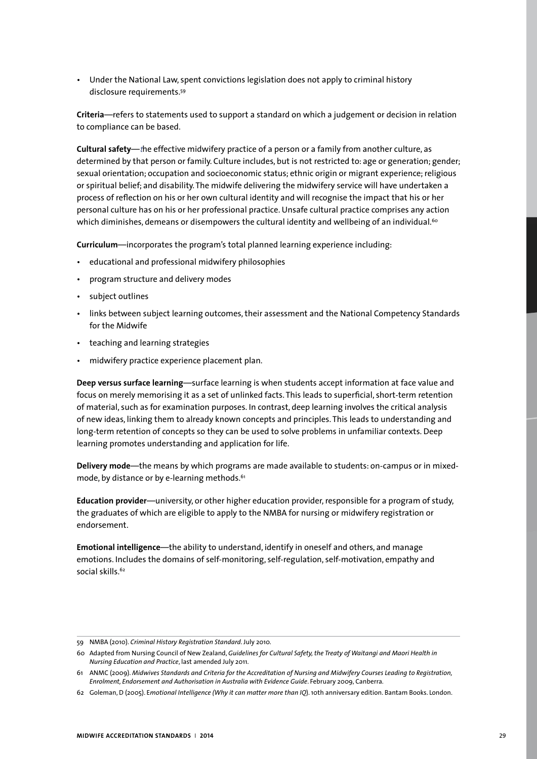- Under the National Law, spent convictions legislation does not apply to criminal history disclosure requirements.[59]

**Criteria**—refers to statements used to support a standard on which a judgement or decision in relation to compliance can be based.

**Cultural safety**—the effective midwifery practice of a person or a family from another culture, as determined by that person or family. Culture includes, but is not restricted to: age or generation; gender; sexual orientation; occupation and socioeconomic status; ethnic origin or migrant experience; religious or spiritual belief; and disability. The midwife delivering the midwifery service will have undertaken a process of reflection on his or her own cultural identity and will recognise the impact that his or her personal culture has on his or her professional practice. Unsafe cultural practice comprises any action which diminishes, demeans or disempowers the cultural identity and wellbeing of an individual.[60]

**Curriculum**—incorporates the program's total planned learning experience including:

- educational and professional midwifery philosophies
- program structure and delivery modes
- subject outlines
- links between subject learning outcomes, their assessment and the National Competency Standards for the Midwife
- teaching and learning strategies
- midwifery practice experience placement plan.

**Deep versus surface learning**—surface learning is when students accept information at face value and focus on merely memorising it as a set of unlinked facts. This leads to superficial, short-term retention of material, such as for examination purposes. In contrast, deep learning involves the critical analysis of new ideas, linking them to already known concepts and principles. This leads to understanding and long-term retention of concepts so they can be used to solve problems in unfamiliar contexts. Deep learning promotes understanding and application for life.

**Delivery mode**—the means by which programs are made available to students: on-campus or in mixed-mode, by distance or by e-learning methods.[61]

**Education provider**—university, or other higher education provider, responsible for a program of study, the graduates of which are eligible to apply to the NMBA for nursing or midwifery registration or endorsement.

**Emotional intelligence**—the ability to understand, identify in oneself and others, and manage emotions. Includes the domains of self-monitoring, self-regulation, self-motivation, empathy and social skills.[62]

---

59 NMBA (2010). *Criminal History Registration Standard*. July 2010.

60 Adapted from Nursing Council of New Zealand, *Guidelines for Cultural Safety, the Treaty of Waitangi and Maori Health in Nursing Education and Practice*, last amended July 2011.

61 ANMC (2009). *Midwives Standards and Criteria for the Accreditation of Nursing and Midwifery Courses Leading to Registration, Enrolment, Endorsement and Authorisation in Australia with Evidence Guide*. February 2009, Canberra.

62 Goleman, D (2005). E*motional Intelligence (Why it can matter more than IQ*). 10th anniversary edition. Bantam Books. London.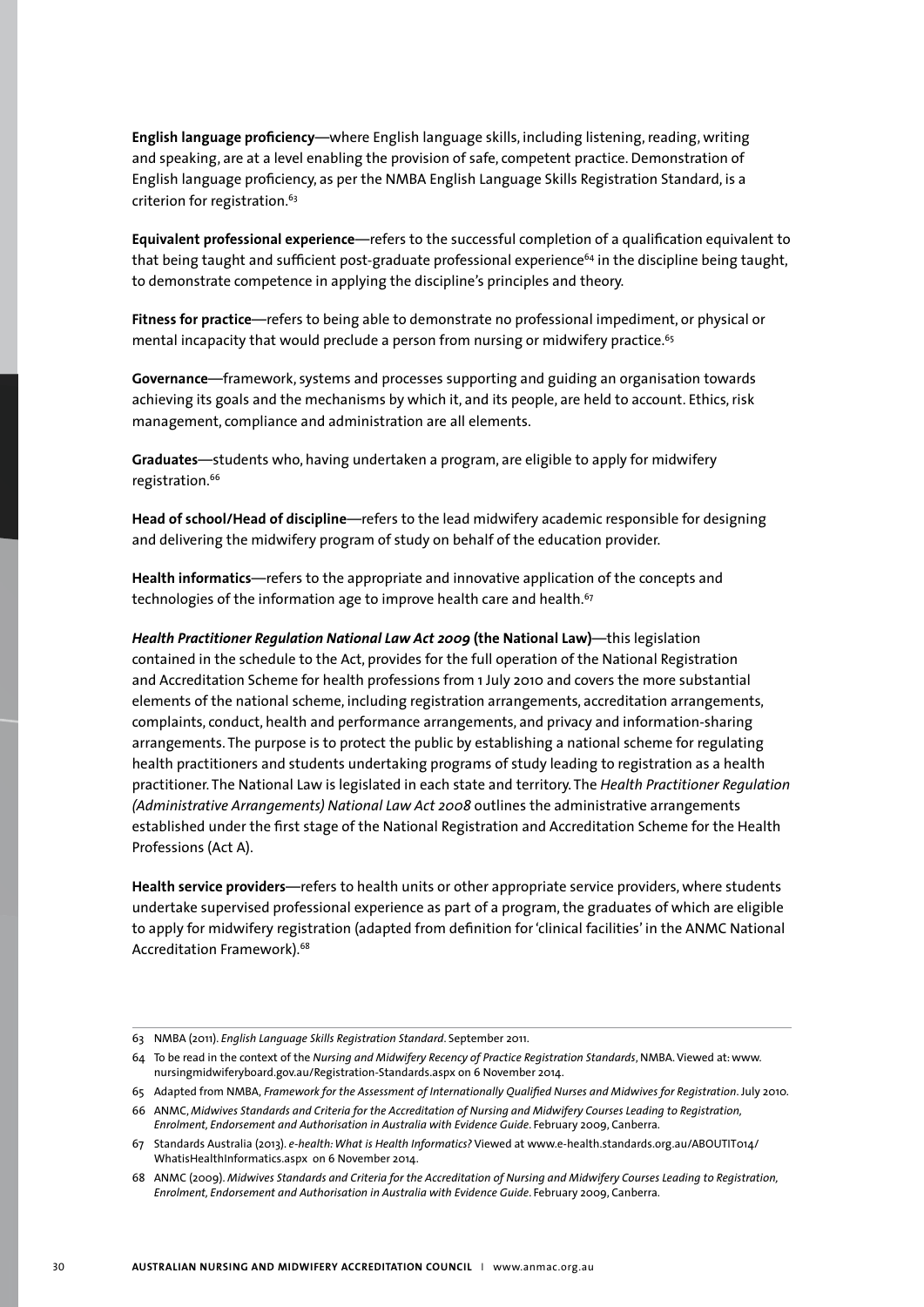**English language proficiency**—where English language skills, including listening, reading, writing and speaking, are at a level enabling the provision of safe, competent practice. Demonstration of English language proficiency, as per the NMBA English Language Skills Registration Standard, is a criterion for registration.[63]

**Equivalent professional experience**—refers to the successful completion of a qualification equivalent to that being taught and sufficient post-graduate professional experience[64] in the discipline being taught, to demonstrate competence in applying the discipline's principles and theory.

**Fitness for practice**—refers to being able to demonstrate no professional impediment, or physical or mental incapacity that would preclude a person from nursing or midwifery practice.[65]

**Governance**—framework, systems and processes supporting and guiding an organisation towards achieving its goals and the mechanisms by which it, and its people, are held to account. Ethics, risk management, compliance and administration are all elements.

**Graduates**—students who, having undertaken a program, are eligible to apply for midwifery registration.[66]

**Head of school/Head of discipline**—refers to the lead midwifery academic responsible for designing and delivering the midwifery program of study on behalf of the education provider.

**Health informatics**—refers to the appropriate and innovative application of the concepts and technologies of the information age to improve health care and health.[67]

***Health Practitioner Regulation National Law Act 2009*** **(the National Law)**—this legislation contained in the schedule to the Act, provides for the full operation of the National Registration and Accreditation Scheme for health professions from 1 July 2010 and covers the more substantial elements of the national scheme, including registration arrangements, accreditation arrangements, complaints, conduct, health and performance arrangements, and privacy and information-sharing arrangements. The purpose is to protect the public by establishing a national scheme for regulating health practitioners and students undertaking programs of study leading to registration as a health practitioner. The National Law is legislated in each state and territory. The *Health Practitioner Regulation (Administrative Arrangements) National Law Act 2008* outlines the administrative arrangements established under the first stage of the National Registration and Accreditation Scheme for the Health Professions (Act A).

**Health service providers**—refers to health units or other appropriate service providers, where students undertake supervised professional experience as part of a program, the graduates of which are eligible to apply for midwifery registration (adapted from definition for 'clinical facilities' in the ANMC National Accreditation Framework).[68]

---

63 NMBA (2011). *English Language Skills Registration Standard*. September 2011.

64 To be read in the context of the *Nursing and Midwifery Recency of Practice Registration Standards*, NMBA. Viewed at: www.nursingmidwiferyboard.gov.au/Registration-Standards.aspx on 6 November 2014.

65 Adapted from NMBA, *Framework for the Assessment of Internationally Qualified Nurses and Midwives for Registration*. July 2010.

66 ANMC, *Midwives Standards and Criteria for the Accreditation of Nursing and Midwifery Courses Leading to Registration, Enrolment, Endorsement and Authorisation in Australia with Evidence Guide*. February 2009, Canberra.

67 Standards Australia (2013). *e-health: What is Health Informatics?* Viewed at www.e-health.standards.org.au/ABOUTIT014/WhatisHealthInformatics.aspx on 6 November 2014.

68 ANMC (2009). *Midwives Standards and Criteria for the Accreditation of Nursing and Midwifery Courses Leading to Registration, Enrolment, Endorsement and Authorisation in Australia with Evidence Guide*. February 2009, Canberra.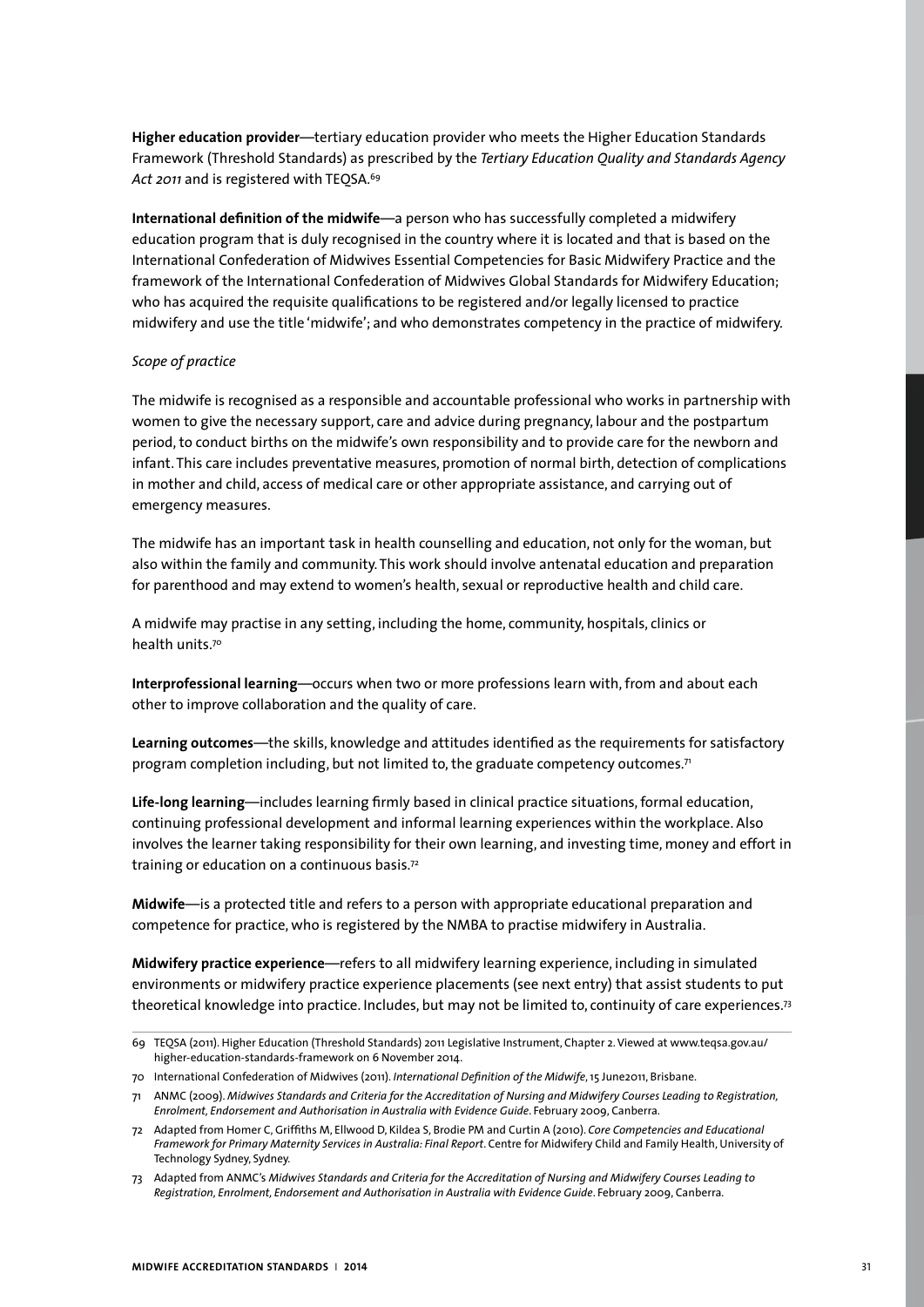**Higher education provider**—tertiary education provider who meets the Higher Education Standards Framework (Threshold Standards) as prescribed by the *Tertiary Education Quality and Standards Agency Act 2011* and is registered with TEQSA.[69]

**International definition of the midwife**—a person who has successfully completed a midwifery education program that is duly recognised in the country where it is located and that is based on the International Confederation of Midwives Essential Competencies for Basic Midwifery Practice and the framework of the International Confederation of Midwives Global Standards for Midwifery Education; who has acquired the requisite qualifications to be registered and/or legally licensed to practice midwifery and use the title 'midwife'; and who demonstrates competency in the practice of midwifery.

*Scope of practice*

The midwife is recognised as a responsible and accountable professional who works in partnership with women to give the necessary support, care and advice during pregnancy, labour and the postpartum period, to conduct births on the midwife's own responsibility and to provide care for the newborn and infant. This care includes preventative measures, promotion of normal birth, detection of complications in mother and child, access of medical care or other appropriate assistance, and carrying out of emergency measures.

The midwife has an important task in health counselling and education, not only for the woman, but also within the family and community. This work should involve antenatal education and preparation for parenthood and may extend to women's health, sexual or reproductive health and child care.

A midwife may practise in any setting, including the home, community, hospitals, clinics or health units.[70]

**Interprofessional learning**—occurs when two or more professions learn with, from and about each other to improve collaboration and the quality of care.

**Learning outcomes**—the skills, knowledge and attitudes identified as the requirements for satisfactory program completion including, but not limited to, the graduate competency outcomes.[71]

**Life-long learning**—includes learning firmly based in clinical practice situations, formal education, continuing professional development and informal learning experiences within the workplace. Also involves the learner taking responsibility for their own learning, and investing time, money and effort in training or education on a continuous basis.[72]

**Midwife**—is a protected title and refers to a person with appropriate educational preparation and competence for practice, who is registered by the NMBA to practise midwifery in Australia.

**Midwifery practice experience**—refers to all midwifery learning experience, including in simulated environments or midwifery practice experience placements (see next entry) that assist students to put theoretical knowledge into practice. Includes, but may not be limited to, continuity of care experiences.[73]

---

69 TEQSA (2011). Higher Education (Threshold Standards) 2011 Legislative Instrument, Chapter 2. Viewed at www.teqsa.gov.au/higher-education-standards-framework on 6 November 2014.

70 International Confederation of Midwives (2011). *International Definition of the Midwife*, 15 June2011, Brisbane.

71 ANMC (2009). *Midwives Standards and Criteria for the Accreditation of Nursing and Midwifery Courses Leading to Registration, Enrolment, Endorsement and Authorisation in Australia with Evidence Guide*. February 2009, Canberra.

72 Adapted from Homer C, Griffiths M, Ellwood D, Kildea S, Brodie PM and Curtin A (2010). *Core Competencies and Educational Framework for Primary Maternity Services in Australia: Final Report*. Centre for Midwifery Child and Family Health, University of Technology Sydney, Sydney.

73 Adapted from ANMC's *Midwives Standards and Criteria for the Accreditation of Nursing and Midwifery Courses Leading to Registration, Enrolment, Endorsement and Authorisation in Australia with Evidence Guide*. February 2009, Canberra.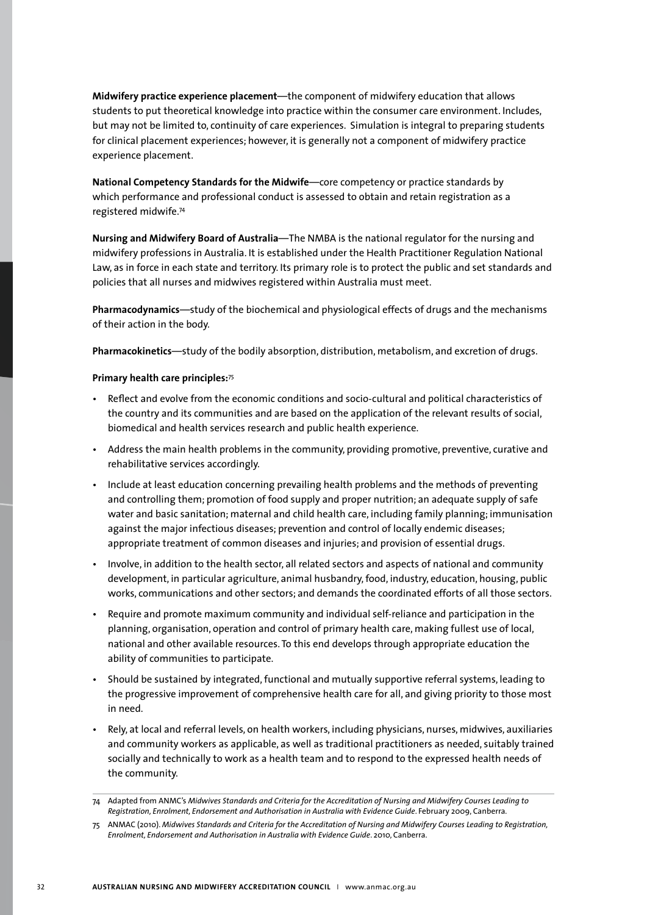**Midwifery practice experience placement**—the component of midwifery education that allows students to put theoretical knowledge into practice within the consumer care environment. Includes, but may not be limited to, continuity of care experiences. Simulation is integral to preparing students for clinical placement experiences; however, it is generally not a component of midwifery practice experience placement.

**National Competency Standards for the Midwife**—core competency or practice standards by which performance and professional conduct is assessed to obtain and retain registration as a registered midwife.[74]

**Nursing and Midwifery Board of Australia**—The NMBA is the national regulator for the nursing and midwifery professions in Australia. It is established under the Health Practitioner Regulation National Law, as in force in each state and territory. Its primary role is to protect the public and set standards and policies that all nurses and midwives registered within Australia must meet.

**Pharmacodynamics**—study of the biochemical and physiological effects of drugs and the mechanisms of their action in the body.

**Pharmacokinetics**—study of the bodily absorption, distribution, metabolism, and excretion of drugs.

**Primary health care principles:**[75]

- Reflect and evolve from the economic conditions and socio-cultural and political characteristics of the country and its communities and are based on the application of the relevant results of social, biomedical and health services research and public health experience.
- Address the main health problems in the community, providing promotive, preventive, curative and rehabilitative services accordingly.
- Include at least education concerning prevailing health problems and the methods of preventing and controlling them; promotion of food supply and proper nutrition; an adequate supply of safe water and basic sanitation; maternal and child health care, including family planning; immunisation against the major infectious diseases; prevention and control of locally endemic diseases; appropriate treatment of common diseases and injuries; and provision of essential drugs.
- Involve, in addition to the health sector, all related sectors and aspects of national and community development, in particular agriculture, animal husbandry, food, industry, education, housing, public works, communications and other sectors; and demands the coordinated efforts of all those sectors.
- Require and promote maximum community and individual self-reliance and participation in the planning, organisation, operation and control of primary health care, making fullest use of local, national and other available resources. To this end develops through appropriate education the ability of communities to participate.
- Should be sustained by integrated, functional and mutually supportive referral systems, leading to the progressive improvement of comprehensive health care for all, and giving priority to those most in need.
- Rely, at local and referral levels, on health workers, including physicians, nurses, midwives, auxiliaries and community workers as applicable, as well as traditional practitioners as needed, suitably trained socially and technically to work as a health team and to respond to the expressed health needs of the community.

---

74 Adapted from ANMC's *Midwives Standards and Criteria for the Accreditation of Nursing and Midwifery Courses Leading to Registration, Enrolment, Endorsement and Authorisation in Australia with Evidence Guide*. February 2009, Canberra.

75 ANMAC (2010). *Midwives Standards and Criteria for the Accreditation of Nursing and Midwifery Courses Leading to Registration, Enrolment, Endorsement and Authorisation in Australia with Evidence Guide*. 2010, Canberra.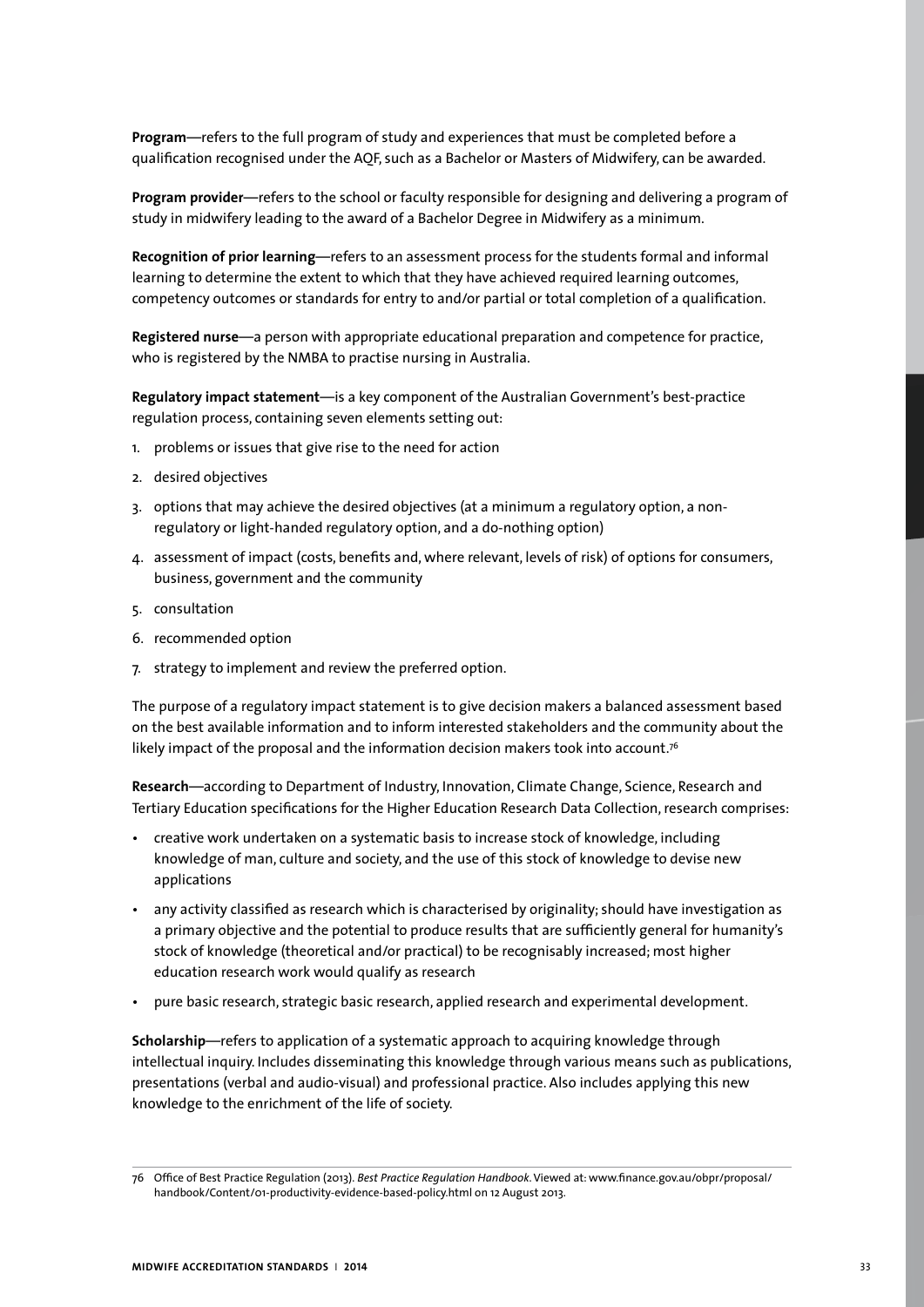**Program**—refers to the full program of study and experiences that must be completed before a qualification recognised under the AQF, such as a Bachelor or Masters of Midwifery, can be awarded.

**Program provider**—refers to the school or faculty responsible for designing and delivering a program of study in midwifery leading to the award of a Bachelor Degree in Midwifery as a minimum.

**Recognition of prior learning**—refers to an assessment process for the students formal and informal learning to determine the extent to which that they have achieved required learning outcomes, competency outcomes or standards for entry to and/or partial or total completion of a qualification.

**Registered nurse**—a person with appropriate educational preparation and competence for practice, who is registered by the NMBA to practise nursing in Australia.

**Regulatory impact statement**—is a key component of the Australian Government's best-practice regulation process, containing seven elements setting out:

1. problems or issues that give rise to the need for action
2. desired objectives
3. options that may achieve the desired objectives (at a minimum a regulatory option, a non-regulatory or light-handed regulatory option, and a do-nothing option)
4. assessment of impact (costs, benefits and, where relevant, levels of risk) of options for consumers, business, government and the community
5. consultation
6. recommended option
7. strategy to implement and review the preferred option.

The purpose of a regulatory impact statement is to give decision makers a balanced assessment based on the best available information and to inform interested stakeholders and the community about the likely impact of the proposal and the information decision makers took into account.[76]

**Research**—according to Department of Industry, Innovation, Climate Change, Science, Research and Tertiary Education specifications for the Higher Education Research Data Collection, research comprises:

- creative work undertaken on a systematic basis to increase stock of knowledge, including knowledge of man, culture and society, and the use of this stock of knowledge to devise new applications
- any activity classified as research which is characterised by originality; should have investigation as a primary objective and the potential to produce results that are sufficiently general for humanity's stock of knowledge (theoretical and/or practical) to be recognisably increased; most higher education research work would qualify as research
- pure basic research, strategic basic research, applied research and experimental development.

**Scholarship**—refers to application of a systematic approach to acquiring knowledge through intellectual inquiry. Includes disseminating this knowledge through various means such as publications, presentations (verbal and audio-visual) and professional practice. Also includes applying this new knowledge to the enrichment of the life of society.

76 Office of Best Practice Regulation (2013). *Best Practice Regulation Handbook*. Viewed at: www.finance.gov.au/obpr/proposal/handbook/Content/01-productivity-evidence-based-policy.html on 12 August 2013.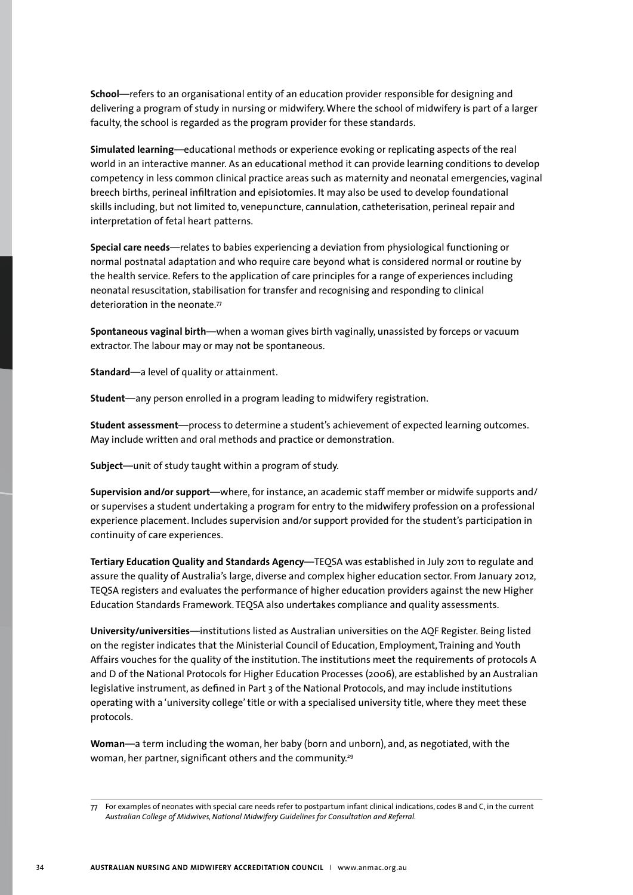**School**—refers to an organisational entity of an education provider responsible for designing and delivering a program of study in nursing or midwifery. Where the school of midwifery is part of a larger faculty, the school is regarded as the program provider for these standards.

**Simulated learning**—educational methods or experience evoking or replicating aspects of the real world in an interactive manner. As an educational method it can provide learning conditions to develop competency in less common clinical practice areas such as maternity and neonatal emergencies, vaginal breech births, perineal infiltration and episiotomies. It may also be used to develop foundational skills including, but not limited to, venepuncture, cannulation, catheterisation, perineal repair and interpretation of fetal heart patterns.

**Special care needs**—relates to babies experiencing a deviation from physiological functioning or normal postnatal adaptation and who require care beyond what is considered normal or routine by the health service. Refers to the application of care principles for a range of experiences including neonatal resuscitation, stabilisation for transfer and recognising and responding to clinical deterioration in the neonate.[77]

**Spontaneous vaginal birth**—when a woman gives birth vaginally, unassisted by forceps or vacuum extractor. The labour may or may not be spontaneous.

**Standard**—a level of quality or attainment.

**Student**—any person enrolled in a program leading to midwifery registration.

**Student assessment**—process to determine a student's achievement of expected learning outcomes. May include written and oral methods and practice or demonstration.

**Subject**—unit of study taught within a program of study.

**Supervision and/or support**—where, for instance, an academic staff member or midwife supports and/or supervises a student undertaking a program for entry to the midwifery profession on a professional experience placement. Includes supervision and/or support provided for the student's participation in continuity of care experiences.

**Tertiary Education Quality and Standards Agency**—TEQSA was established in July 2011 to regulate and assure the quality of Australia's large, diverse and complex higher education sector. From January 2012, TEQSA registers and evaluates the performance of higher education providers against the new Higher Education Standards Framework. TEQSA also undertakes compliance and quality assessments.

**University/universities**—institutions listed as Australian universities on the AQF Register. Being listed on the register indicates that the Ministerial Council of Education, Employment, Training and Youth Affairs vouches for the quality of the institution. The institutions meet the requirements of protocols A and D of the National Protocols for Higher Education Processes (2006), are established by an Australian legislative instrument, as defined in Part 3 of the National Protocols, and may include institutions operating with a 'university college' title or with a specialised university title, where they meet these protocols.

**Woman**—a term including the woman, her baby (born and unborn), and, as negotiated, with the woman, her partner, significant others and the community.[29]

---

77 For examples of neonates with special care needs refer to postpartum infant clinical indications, codes B and C, in the current *Australian College of Midwives, National Midwifery Guidelines for Consultation and Referral*.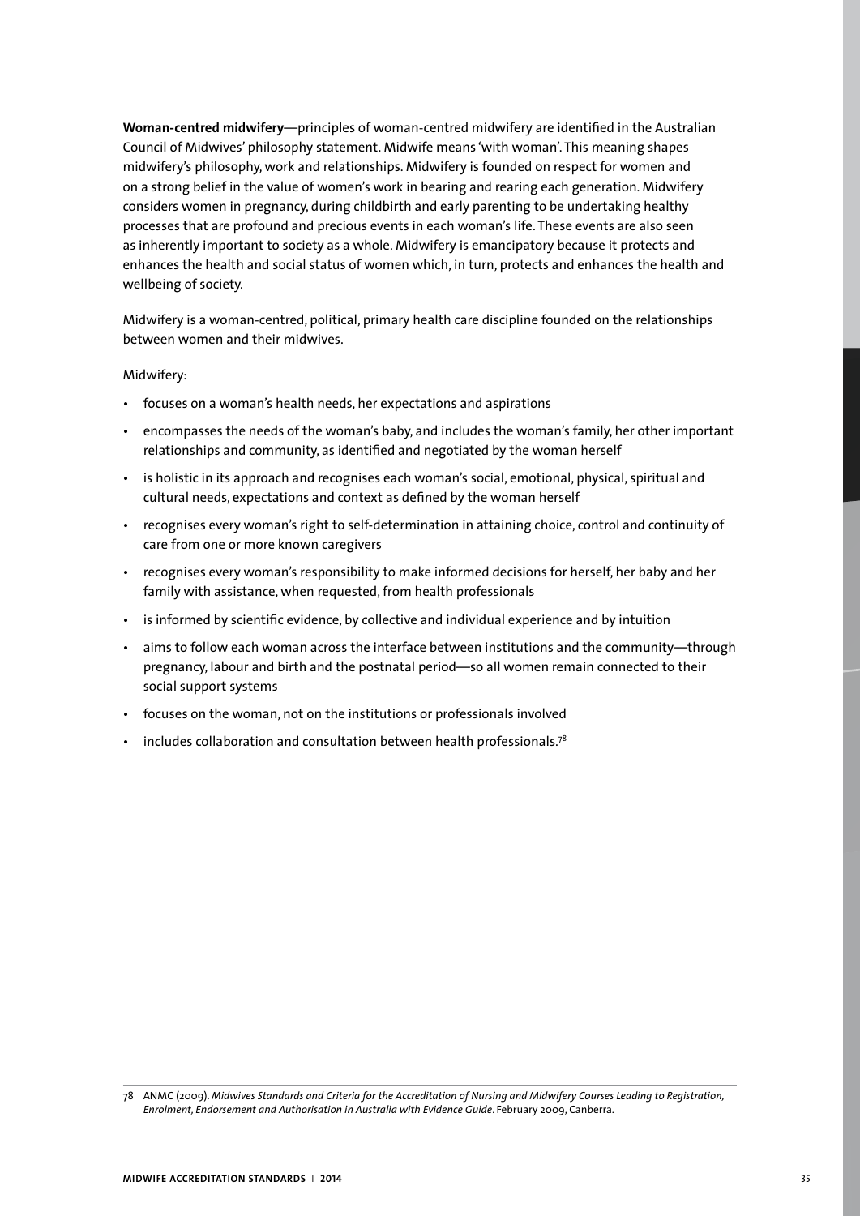**Woman-centred midwifery**—principles of woman-centred midwifery are identified in the Australian Council of Midwives' philosophy statement. Midwife means 'with woman'. This meaning shapes midwifery's philosophy, work and relationships. Midwifery is founded on respect for women and on a strong belief in the value of women's work in bearing and rearing each generation. Midwifery considers women in pregnancy, during childbirth and early parenting to be undertaking healthy processes that are profound and precious events in each woman's life. These events are also seen as inherently important to society as a whole. Midwifery is emancipatory because it protects and enhances the health and social status of women which, in turn, protects and enhances the health and wellbeing of society.

Midwifery is a woman-centred, political, primary health care discipline founded on the relationships between women and their midwives.

Midwifery:

- focuses on a woman's health needs, her expectations and aspirations
- encompasses the needs of the woman's baby, and includes the woman's family, her other important relationships and community, as identified and negotiated by the woman herself
- is holistic in its approach and recognises each woman's social, emotional, physical, spiritual and cultural needs, expectations and context as defined by the woman herself
- recognises every woman's right to self-determination in attaining choice, control and continuity of care from one or more known caregivers
- recognises every woman's responsibility to make informed decisions for herself, her baby and her family with assistance, when requested, from health professionals
- is informed by scientific evidence, by collective and individual experience and by intuition
- aims to follow each woman across the interface between institutions and the community—through pregnancy, labour and birth and the postnatal period—so all women remain connected to their social support systems
- focuses on the woman, not on the institutions or professionals involved
- includes collaboration and consultation between health professionals.[78]

78 ANMC (2009). *Midwives Standards and Criteria for the Accreditation of Nursing and Midwifery Courses Leading to Registration, Enrolment, Endorsement and Authorisation in Australia with Evidence Guide*. February 2009, Canberra.